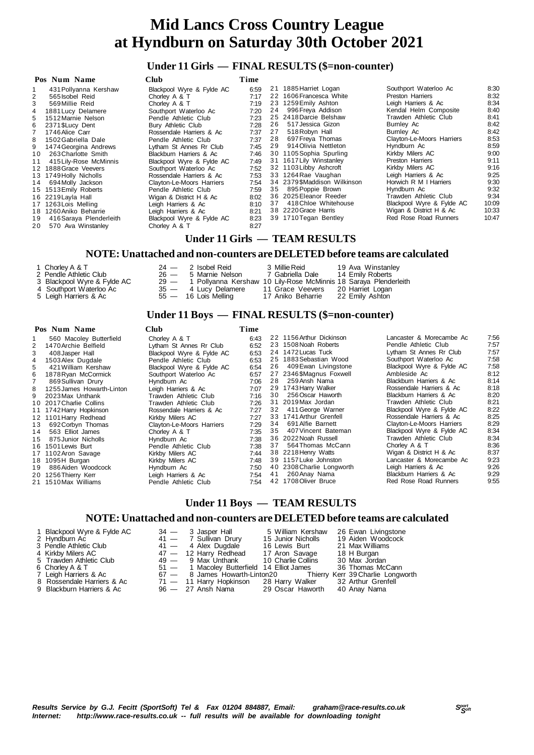# Mid Lancs Cross Country League at Hyndburn on Saturday 30th October 2021

## Under 11 Girls — FINAL RESULTS ($=non-counter)

| Pos | Num | Name | Club | Time |
|---|---|---|---|---|
| 1 | 431 | Pollyanna Kershaw | Blackpool Wyre & Fylde AC | 6:59 |
| 2 | 565 | Isobel Reid | Chorley A & T | 7:17 |
| 3 | 569 | Millie Reid | Chorley A & T | 7:19 |
| 4 | 1881 | Lucy Delamere | Southport Waterloo Ac | 7:20 |
| 5 | 1512 | Marnie Nelson | Pendle Athletic Club | 7:23 |
| 6 | 2371 | $Lucy Dent | Bury Athletic Club | 7:28 |
| 7 | 1746 | Alice Carr | Rossendale Harriers & Ac | 7:37 |
| 8 | 1502 | Gabriella Dale | Pendle Athletic Club | 7:37 |
| 9 | 1474 | Georgina Andrews | Lytham St Annes Rr Club | 7:45 |
| 10 | 263 | Charlotte Smith | Blackburn Harriers & Ac | 7:46 |
| 11 | 415 | Lily-Rose McMinnis | Blackpool Wyre & Fylde AC | 7:49 |
| 12 | 1888 | Grace Veevers | Southport Waterloo Ac | 7:52 |
| 13 | 1749 | Holly Nicholls | Rossendale Harriers & Ac | 7:53 |
| 14 | 694 | Molly Jackson | Clayton-Le-Moors Harriers | 7:54 |
| 15 | 1513 | Emily Roberts | Pendle Athletic Club | 7:59 |
| 16 | 2219 | Layla Hall | Wigan & District H & Ac | 8:02 |
| 17 | 1263 | Lois Melling | Leigh Harriers & Ac | 8:10 |
| 18 | 1260 | Aniko Beharrie | Leigh Harriers & Ac | 8:21 |
| 19 | 416 | Saraya Plenderleith | Blackpool Wyre & Fylde AC | 8:23 |
| 20 | 570 | Ava Winstanley | Chorley A & T | 8:27 |
| 21 | 1885 | Harriet Logan | Southport Waterloo Ac | 8:30 |
| 22 | 1606 | Francesca White | Preston Harriers | 8:32 |
| 23 | 1259 | Emily Ashton | Leigh Harriers & Ac | 8:34 |
| 24 | 996 | Freya Addison | Kendal Helm Composite | 8:40 |
| 25 | 2418 | Darcie Belshaw | Trawden Athletic Club | 8:41 |
| 26 | 517 | Jessica Gizon | Burnley Ac | 8:42 |
| 27 | 518 | Robyn Hall | Burnley Ac | 8:42 |
| 28 | 697 | Freya Thomas | Clayton-Le-Moors Harriers | 8:53 |
| 29 | 914 | Olivia Nettleton | Hyndburn Ac | 8:59 |
| 30 | 1105 | Sophia Spurling | Kirkby Milers AC | 9:00 |
| 31 | 1617 | Lily Winstanley | Preston Harriers | 9:11 |
| 32 | 1103 | Libby Ashcroft | Kirkby Milers AC | 9:16 |
| 33 | 1264 | Rae Vaughan | Leigh Harriers & Ac | 9:25 |
| 34 | 2379 | $Maddison Wilkinson | Horwich R M I Harriers | 9:30 |
| 35 | 895 | Poppie Brown | Hyndburn Ac | 9:32 |
| 36 | 2025 | Eleanor Reeder | Trawden Athletic Club | 9:34 |
| 37 | 418 | Chloe Whitehouse | Blackpool Wyre & Fylde AC | 10:09 |
| 38 | 2220 | Grace Harris | Wigan & District H & Ac | 10:33 |
| 39 | 1710 | Tegan Bentley | Red Rose Road Runners | 10:47 |

## Under 11 Girls — TEAM RESULTS

### NOTE: Unattached and non-counters are DELETED before teams are calculated

| Pos | Club | Points | 1st | 2nd | 3rd |
|---|---|---|---|---|---|
| 1 | Chorley A & T | 24 | 2 Isobel Reid | 3 Millie Reid | 19 Ava Winstanley |
| 2 | Pendle Athletic Club | 26 | 5 Marnie Nelson | 7 Gabriella Dale | 14 Emily Roberts |
| 3 | Blackpool Wyre & Fylde AC | 29 | 1 Pollyanna Kershaw | 10 Lily-Rose McMinnis | 18 Saraya Plenderleith |
| 4 | Southport Waterloo Ac | 35 | 4 Lucy Delamere | 11 Grace Veevers | 20 Harriet Logan |
| 5 | Leigh Harriers & Ac | 55 | 16 Lois Melling | 17 Aniko Beharrie | 22 Emily Ashton |

## Under 11 Boys — FINAL RESULTS ($=non-counter)

| Pos | Num | Name | Club | Time |
|---|---|---|---|---|
| 1 | 560 | Macoley Butterfield | Chorley A & T | 6:43 |
| 2 | 1470 | Archie Belfield | Lytham St Annes Rr Club | 6:52 |
| 3 | 408 | Jasper Hall | Blackpool Wyre & Fylde AC | 6:53 |
| 4 | 1503 | Alex Dugdale | Pendle Athletic Club | 6:53 |
| 5 | 421 | William Kershaw | Blackpool Wyre & Fylde AC | 6:54 |
| 6 | 1878 | Ryan McCormick | Southport Waterloo Ac | 6:57 |
| 7 | 869 | Sullivan Drury | Hyndburn Ac | 7:06 |
| 8 | 1255 | James Howarth-Linton | Leigh Harriers & Ac | 7:07 |
| 9 | 2023 | Max Unthank | Trawden Athletic Club | 7:16 |
| 10 | 2017 | Charlie Collins | Trawden Athletic Club | 7:26 |
| 11 | 1742 | Harry Hopkinson | Rossendale Harriers & Ac | 7:27 |
| 12 | 1101 | Harry Redhead | Kirkby Milers AC | 7:27 |
| 13 | 692 | Corbyn Thomas | Clayton-Le-Moors Harriers | 7:29 |
| 14 | 563 | Elliot James | Chorley A & T | 7:35 |
| 15 | 875 | Junior Nicholls | Hyndburn Ac | 7:38 |
| 16 | 1501 | Lewis Burt | Pendle Athletic Club | 7:38 |
| 17 | 1102 | Aron Savage | Kirkby Milers AC | 7:44 |
| 18 | 1095 | H Burgan | Kirkby Milers AC | 7:48 |
| 19 | 886 | Aiden Woodcock | Hyndburn Ac | 7:50 |
| 20 | 1256 | Thierry Kerr | Leigh Harriers & Ac | 7:54 |
| 21 | 1510 | Max Williams | Pendle Athletic Club | 7:54 |
| 22 | 1156 | Arthur Dickinson | Lancaster & Morecambe Ac | 7:56 |
| 23 | 1508 | Noah Roberts | Pendle Athletic Club | 7:57 |
| 24 | 1472 | Lucas Tuck | Lytham St Annes Rr Club | 7:57 |
| 25 | 1883 | Sebastian Wood | Southport Waterloo Ac | 7:58 |
| 26 | 409 | Ewan Livingstone | Blackpool Wyre & Fylde AC | 7:58 |
| 27 | 2346 | $Magnus Foxwell | Ambleside Ac | 8:12 |
| 28 | 259 | Ansh Nama | Blackburn Harriers & Ac | 8:14 |
| 29 | 1743 | Harry Walker | Rossendale Harriers & Ac | 8:18 |
| 30 | 256 | Oscar Haworth | Blackburn Harriers & Ac | 8:20 |
| 31 | 2019 | Max Jordan | Trawden Athletic Club | 8:21 |
| 32 | 411 | George Warner | Blackpool Wyre & Fylde AC | 8:22 |
| 33 | 1741 | Arthur Grenfell | Rossendale Harriers & Ac | 8:25 |
| 34 | 691 | Alfie Barnett | Clayton-Le-Moors Harriers | 8:29 |
| 35 | 407 | Vincent Bateman | Blackpool Wyre & Fylde AC | 8:34 |
| 36 | 2022 | Noah Russell | Trawden Athletic Club | 8:34 |
| 37 | 564 | Thomas McCann | Chorley A & T | 8:36 |
| 38 | 2218 | Henry Watts | Wigan & District H & Ac | 8:37 |
| 39 | 1157 | Luke Johnston | Lancaster & Morecambe Ac | 9:23 |
| 40 | 2308 | Charlie Longworth | Leigh Harriers & Ac | 9:26 |
| 41 | 260 | Anay Nama | Blackburn Harriers & Ac | 9:29 |
| 42 | 1708 | Oliver Bruce | Red Rose Road Runners | 9:55 |

## Under 11 Boys — TEAM RESULTS

### NOTE: Unattached and non-counters are DELETED before teams are calculated

| Pos | Club | Points | 1st | 2nd | 3rd |
|---|---|---|---|---|---|
| 1 | Blackpool Wyre & Fylde AC | 34 | 3 Jasper Hall | 5 William Kershaw | 26 Ewan Livingstone |
| 2 | Hyndburn Ac | 41 | 7 Sullivan Drury | 15 Junior Nicholls | 19 Aiden Woodcock |
| 3 | Pendle Athletic Club | 41 | 4 Alex Dugdale | 16 Lewis Burt | 21 Max Williams |
| 4 | Kirkby Milers AC | 47 | 12 Harry Redhead | 17 Aron Savage | 18 H Burgan |
| 5 | Trawden Athletic Club | 49 | 9 Max Unthank | 10 Charlie Collins | 30 Max Jordan |
| 6 | Chorley A & T | 51 | 1 Macoley Butterfield | 14 Elliot James | 36 Thomas McCann |
| 7 | Leigh Harriers & Ac | 67 | 8 James Howarth-Linton | 20 Thierry Kerr | 39 Charlie Longworth |
| 8 | Rossendale Harriers & Ac | 71 | 11 Harry Hopkinson | 28 Harry Walker | 32 Arthur Grenfell |
| 9 | Blackburn Harriers & Ac | 96 | 27 Ansh Nama | 29 Oscar Haworth | 40 Anay Nama |

***Results Service by G.J. Fecitt (SportSoft) Tel & Fax 01204 884887, Email: graham@race-results.co.uk***
***Internet: http://www.race-results.co.uk -- full results will be available for downloading tonight***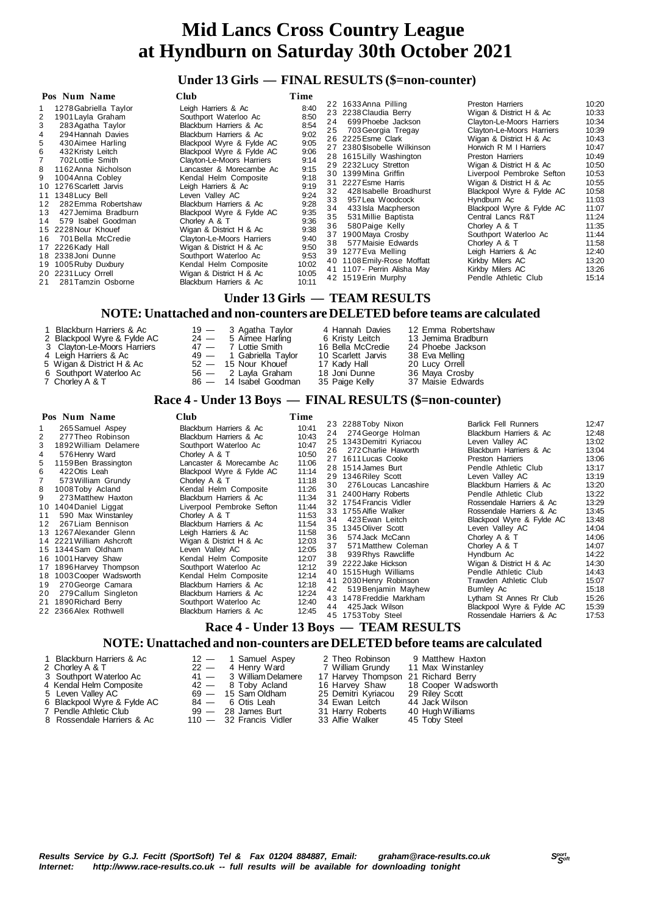# Mid Lancs Cross Country League at Hyndburn on Saturday 30th October 2021

## Under 13 Girls — FINAL RESULTS ($=non-counter)

| Pos | Num | Name | Club | Time |
|---|---|---|---|---|
| 1 | 1278 | Gabriella Taylor | Leigh Harriers & Ac | 8:40 |
| 2 | 1901 | Layla Graham | Southport Waterloo Ac | 8:50 |
| 3 | 283 | Agatha Taylor | Blackburn Harriers & Ac | 8:54 |
| 4 | 294 | Hannah Davies | Blackburn Harriers & Ac | 9:02 |
| 5 | 430 | Aimee Harling | Blackpool Wyre & Fylde AC | 9:05 |
| 6 | 432 | Kristy Leitch | Blackpool Wyre & Fylde AC | 9:06 |
| 7 | 702 | Lottie Smith | Clayton-Le-Moors Harriers | 9:14 |
| 8 | 1162 | Anna Nicholson | Lancaster & Morecambe Ac | 9:15 |
| 9 | 1004 | Anna Cobley | Kendal Helm Composite | 9:18 |
| 10 | 1276 | Scarlett Jarvis | Leigh Harriers & Ac | 9:19 |
| 11 | 1348 | Lucy Bell | Leven Valley AC | 9:24 |
| 12 | 282 | Emma Robertshaw | Blackburn Harriers & Ac | 9:28 |
| 13 | 427 | Jemima Bradburn | Blackpool Wyre & Fylde AC | 9:35 |
| 14 | 579 | Isabel Goodman | Chorley A & T | 9:36 |
| 15 | 2228 | Nour Khouef | Wigan & District H & Ac | 9:38 |
| 16 | 701 | Bella McCredie | Clayton-Le-Moors Harriers | 9:40 |
| 17 | 2226 | Kady Hall | Wigan & District H & Ac | 9:50 |
| 18 | 2338 | Joni Dunne | Southport Waterloo Ac | 9:53 |
| 19 | 1005 | Ruby Duxbury | Kendal Helm Composite | 10:02 |
| 20 | 2231 | Lucy Orrell | Wigan & District H & Ac | 10:05 |
| 21 | 281 | Tamzin Osborne | Blackburn Harriers & Ac | 10:11 |
| 22 | 1633 | Anna Pilling | Preston Harriers | 10:20 |
| 23 | 2238 | Claudia Berry | Wigan & District H & Ac | 10:33 |
| 24 | 699 | Phoebe Jackson | Clayton-Le-Moors Harriers | 10:34 |
| 25 | 703 | Georgia Tregay | Clayton-Le-Moors Harriers | 10:39 |
| 26 | 2225 | Esme Clark | Wigan & District H & Ac | 10:43 |
| 27 | 2380 | $Isobelle Wilkinson | Horwich R M I Harriers | 10:47 |
| 28 | 1615 | Lilly Washington | Preston Harriers | 10:49 |
| 29 | 2232 | Lucy Stretton | Wigan & District H & Ac | 10:50 |
| 30 | 1399 | Mina Griffin | Liverpool Pembroke Sefton | 10:53 |
| 31 | 2227 | Esme Harris | Wigan & District H & Ac | 10:55 |
| 32 | 428 | Isabelle Broadhurst | Blackpool Wyre & Fylde AC | 10:58 |
| 33 | 957 | Lea Woodcock | Hyndburn Ac | 11:03 |
| 34 | 433 | Isla Macpherson | Blackpool Wyre & Fylde AC | 11:07 |
| 35 | 531 | Millie Baptista | Central Lancs R&T | 11:24 |
| 36 | 580 | Paige Kelly | Chorley A & T | 11:35 |
| 37 | 1900 | Maya Crosby | Southport Waterloo Ac | 11:44 |
| 38 | 577 | Maisie Edwards | Chorley A & T | 11:58 |
| 39 | 1277 | Eva Melling | Leigh Harriers & Ac | 12:40 |
| 40 | 1108 | Emily-Rose Moffatt | Kirkby Milers AC | 13:20 |
| 41 | 1107 | - Perrin Alisha May | Kirkby Milers AC | 13:26 |
| 42 | 1519 | Erin Murphy | Pendle Athletic Club | 15:14 |

## Under 13 Girls — TEAM RESULTS

### NOTE: Unattached and non-counters are DELETED before teams are calculated

| | Team | Points | | | |
|---|---|---|---|---|---|
| 1 | Blackburn Harriers & Ac | 19 | 3 Agatha Taylor | 4 Hannah Davies | 12 Emma Robertshaw |
| 2 | Blackpool Wyre & Fylde AC | 24 | 5 Aimee Harling | 6 Kristy Leitch | 13 Jemima Bradburn |
| 3 | Clayton-Le-Moors Harriers | 47 | 7 Lottie Smith | 16 Bella McCredie | 24 Phoebe Jackson |
| 4 | Leigh Harriers & Ac | 49 | 1 Gabriella Taylor | 10 Scarlett Jarvis | 38 Eva Melling |
| 5 | Wigan & District H & Ac | 52 | 15 Nour Khouef | 17 Kady Hall | 20 Lucy Orrell |
| 6 | Southport Waterloo Ac | 56 | 2 Layla Graham | 18 Joni Dunne | 36 Maya Crosby |
| 7 | Chorley A & T | 86 | 14 Isabel Goodman | 35 Paige Kelly | 37 Maisie Edwards |

## Race 4 - Under 13 Boys — FINAL RESULTS ($=non-counter)

| Pos | Num | Name | Club | Time |
|---|---|---|---|---|
| 1 | 265 | Samuel Aspey | Blackburn Harriers & Ac | 10:41 |
| 2 | 277 | Theo Robinson | Blackburn Harriers & Ac | 10:43 |
| 3 | 1892 | William Delamere | Southport Waterloo Ac | 10:47 |
| 4 | 576 | Henry Ward | Chorley A & T | 10:50 |
| 5 | 1159 | Ben Brassington | Lancaster & Morecambe Ac | 11:06 |
| 6 | 422 | Otis Leah | Blackpool Wyre & Fylde AC | 11:14 |
| 7 | 573 | William Grundy | Chorley A & T | 11:18 |
| 8 | 1008 | Toby Acland | Kendal Helm Composite | 11:26 |
| 9 | 273 | Matthew Haxton | Blackburn Harriers & Ac | 11:34 |
| 10 | 1404 | Daniel Liggat | Liverpool Pembroke Sefton | 11:44 |
| 11 | 590 | Max Winstanley | Chorley A & T | 11:53 |
| 12 | 267 | Liam Bennison | Blackburn Harriers & Ac | 11:54 |
| 13 | 1267 | Alexander Glenn | Leigh Harriers & Ac | 11:58 |
| 14 | 2221 | William Ashcroft | Wigan & District H & Ac | 12:03 |
| 15 | 1344 | Sam Oldham | Leven Valley AC | 12:05 |
| 16 | 1001 | Harvey Shaw | Kendal Helm Composite | 12:07 |
| 17 | 1896 | Harvey Thompson | Southport Waterloo Ac | 12:12 |
| 18 | 1003 | Cooper Wadsworth | Kendal Helm Composite | 12:14 |
| 19 | 270 | George Camara | Blackburn Harriers & Ac | 12:18 |
| 20 | 279 | Callum Singleton | Blackburn Harriers & Ac | 12:24 |
| 21 | 1890 | Richard Berry | Southport Waterloo Ac | 12:40 |
| 22 | 2366 | Alex Rothwell | Blackburn Harriers & Ac | 12:45 |
| 23 | 2288 | Toby Nixon | Barlick Fell Runners | 12:47 |
| 24 | 274 | George Holman | Blackburn Harriers & Ac | 12:48 |
| 25 | 1343 | Demitri Kyriacou | Leven Valley AC | 13:02 |
| 26 | 272 | Charlie Haworth | Blackburn Harriers & Ac | 13:04 |
| 27 | 1611 | Lucas Cooke | Preston Harriers | 13:06 |
| 28 | 1514 | James Burt | Pendle Athletic Club | 13:17 |
| 29 | 1346 | Riley Scott | Leven Valley AC | 13:19 |
| 30 | 276 | Loucas Lancashire | Blackburn Harriers & Ac | 13:20 |
| 31 | 2400 | Harry Roberts | Pendle Athletic Club | 13:22 |
| 32 | 1754 | Francis Vidler | Rossendale Harriers & Ac | 13:29 |
| 33 | 1755 | Alfie Walker | Rossendale Harriers & Ac | 13:45 |
| 34 | 423 | Ewan Leitch | Blackpool Wyre & Fylde AC | 13:48 |
| 35 | 1345 | Oliver Scott | Leven Valley AC | 14:04 |
| 36 | 574 | Jack McCann | Chorley A & T | 14:06 |
| 37 | 571 | Matthew Coleman | Chorley A & T | 14:07 |
| 38 | 939 | Rhys Rawcliffe | Hyndburn Ac | 14:22 |
| 39 | 2222 | Jake Hickson | Wigan & District H & Ac | 14:30 |
| 40 | 1515 | Hugh Williams | Pendle Athletic Club | 14:43 |
| 41 | 2030 | Henry Robinson | Trawden Athletic Club | 15:07 |
| 42 | 519 | Benjamin Mayhew | Burnley Ac | 15:18 |
| 43 | 1478 | Freddie Markham | Lytham St Annes Rr Club | 15:26 |
| 44 | 425 | Jack Wilson | Blackpool Wyre & Fylde AC | 15:39 |
| 45 | 1753 | Toby Steel | Rossendale Harriers & Ac | 17:53 |

## Race 4 - Under 13 Boys — TEAM RESULTS

### NOTE: Unattached and non-counters are DELETED before teams are calculated

| | Team | Points | | | |
|---|---|---|---|---|---|
| 1 | Blackburn Harriers & Ac | 12 | 1 Samuel Aspey | 2 Theo Robinson | 9 Matthew Haxton |
| 2 | Chorley A & T | 22 | 4 Henry Ward | 7 William Grundy | 11 Max Winstanley |
| 3 | Southport Waterloo Ac | 41 | 3 William Delamere | 17 Harvey Thompson | 21 Richard Berry |
| 4 | Kendal Helm Composite | 42 | 8 Toby Acland | 16 Harvey Shaw | 18 Cooper Wadsworth |
| 5 | Leven Valley AC | 69 | 15 Sam Oldham | 25 Demitri Kyriacou | 29 Riley Scott |
| 6 | Blackpool Wyre & Fylde AC | 84 | 6 Otis Leah | 34 Ewan Leitch | 44 Jack Wilson |
| 7 | Pendle Athletic Club | 99 | 28 James Burt | 31 Harry Roberts | 40 Hugh Williams |
| 8 | Rossendale Harriers & Ac | 110 | 32 Francis Vidler | 33 Alfie Walker | 45 Toby Steel |

*Results Service by G.J. Fecitt (SportSoft) Tel & Fax 01204 884887, Email: graham@race-results.co.uk*
*Internet: http://www.race-results.co.uk -- full results will be available for downloading tonight*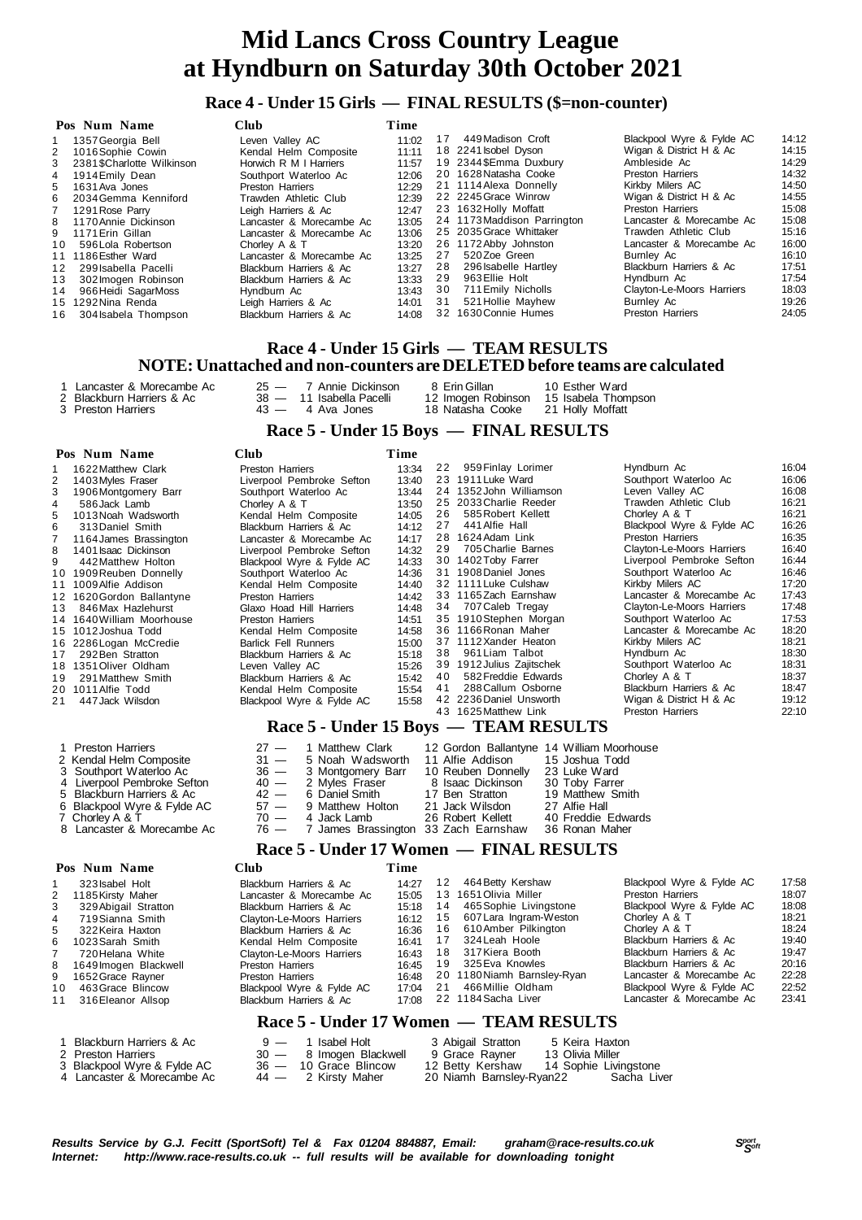# Mid Lancs Cross Country League at Hyndburn on Saturday 30th October 2021

## Race 4 - Under 15 Girls — FINAL RESULTS ($=non-counter)

| Pos | Num | Name | Club | Time |
|---|---|---|---|---|
| 1 | 1357 | Georgia Bell | Leven Valley AC | 11:02 |
| 2 | 1016 | Sophie Cowin | Kendal Helm Composite | 11:11 |
| 3 | 2381 | $Charlotte Wilkinson | Horwich R M I Harriers | 11:57 |
| 4 | 1914 | Emily Dean | Southport Waterloo Ac | 12:06 |
| 5 | 1631 | Ava Jones | Preston Harriers | 12:29 |
| 6 | 2034 | Gemma Kenniford | Trawden Athletic Club | 12:39 |
| 7 | 1291 | Rose Parry | Leigh Harriers & Ac | 12:47 |
| 8 | 1170 | Annie Dickinson | Lancaster & Morecambe Ac | 13:05 |
| 9 | 1171 | Erin Gillan | Lancaster & Morecambe Ac | 13:06 |
| 10 | 596 | Lola Robertson | Chorley A & T | 13:20 |
| 11 | 1186 | Esther Ward | Lancaster & Morecambe Ac | 13:25 |
| 12 | 299 | Isabella Pacelli | Blackburn Harriers & Ac | 13:27 |
| 13 | 302 | Imogen Robinson | Blackburn Harriers & Ac | 13:33 |
| 14 | 966 | Heidi SagarMoss | Hyndburn Ac | 13:43 |
| 15 | 1292 | Nina Renda | Leigh Harriers & Ac | 14:01 |
| 16 | 304 | Isabela Thompson | Blackburn Harriers & Ac | 14:08 |
| 17 | 449 | Madison Croft | Blackpool Wyre & Fylde AC | 14:12 |
| 18 | 2241 | Isobel Dyson | Wigan & District H & Ac | 14:15 |
| 19 | 2344 | $Emma Duxbury | Ambleside Ac | 14:29 |
| 20 | 1628 | Natasha Cooke | Preston Harriers | 14:32 |
| 21 | 1114 | Alexa Donnelly | Kirkby Milers AC | 14:50 |
| 22 | 2245 | Grace Winrow | Wigan & District H & Ac | 14:55 |
| 23 | 1632 | Holly Moffatt | Preston Harriers | 15:08 |
| 24 | 1173 | Maddison Parrington | Lancaster & Morecambe Ac | 15:08 |
| 25 | 2035 | Grace Whittaker | Trawden Athletic Club | 15:16 |
| 26 | 1172 | Abby Johnston | Lancaster & Morecambe Ac | 16:00 |
| 27 | 520 | Zoe Green | Burnley Ac | 16:10 |
| 28 | 296 | Isabelle Hartley | Blackburn Harriers & Ac | 17:51 |
| 29 | 963 | Ellie Holt | Hyndburn Ac | 17:54 |
| 30 | 711 | Emily Nicholls | Clayton-Le-Moors Harriers | 18:03 |
| 31 | 521 | Hollie Mayhew | Burnley Ac | 19:26 |
| 32 | 1630 | Connie Humes | Preston Harriers | 24:05 |

## Race 4 - Under 15 Girls — TEAM RESULTS

**NOTE: Unattached and non-counters are DELETED before teams are calculated**

| Pos | Team | Pts | | | |
|---|---|---|---|---|---|
| 1 | Lancaster & Morecambe Ac | 25 | 7 Annie Dickinson | 8 Erin Gillan | 10 Esther Ward |
| 2 | Blackburn Harriers & Ac | 38 | 11 Isabella Pacelli | 12 Imogen Robinson | 15 Isabela Thompson |
| 3 | Preston Harriers | 43 | 4 Ava Jones | 18 Natasha Cooke | 21 Holly Moffatt |

## Race 5 - Under 15 Boys — FINAL RESULTS

| Pos | Num | Name | Club | Time |
|---|---|---|---|---|
| 1 | 1622 | Matthew Clark | Preston Harriers | 13:34 |
| 2 | 1403 | Myles Fraser | Liverpool Pembroke Sefton | 13:40 |
| 3 | 1906 | Montgomery Barr | Southport Waterloo Ac | 13:44 |
| 4 | 586 | Jack Lamb | Chorley A & T | 13:50 |
| 5 | 1013 | Noah Wadsworth | Kendal Helm Composite | 14:05 |
| 6 | 313 | Daniel Smith | Blackburn Harriers & Ac | 14:12 |
| 7 | 1164 | James Brassington | Lancaster & Morecambe Ac | 14:17 |
| 8 | 1401 | Isaac Dickinson | Liverpool Pembroke Sefton | 14:32 |
| 9 | 442 | Matthew Holton | Blackpool Wyre & Fylde AC | 14:33 |
| 10 | 1909 | Reuben Donnelly | Southport Waterloo Ac | 14:36 |
| 11 | 1009 | Alfie Addison | Kendal Helm Composite | 14:40 |
| 12 | 1620 | Gordon Ballantyne | Preston Harriers | 14:42 |
| 13 | 846 | Max Hazlehurst | Glaxo Hoad Hill Harriers | 14:48 |
| 14 | 1640 | William Moorhouse | Preston Harriers | 14:51 |
| 15 | 1012 | Joshua Todd | Kendal Helm Composite | 14:58 |
| 16 | 2286 | Logan McCredie | Barlick Fell Runners | 15:00 |
| 17 | 292 | Ben Stratton | Blackburn Harriers & Ac | 15:18 |
| 18 | 1351 | Oliver Oldham | Leven Valley AC | 15:26 |
| 19 | 291 | Matthew Smith | Blackburn Harriers & Ac | 15:42 |
| 20 | 1011 | Alfie Todd | Kendal Helm Composite | 15:54 |
| 21 | 447 | Jack Wilsdon | Blackpool Wyre & Fylde AC | 15:58 |
| 22 | 959 | Finlay Lorimer | Hyndburn Ac | 16:04 |
| 23 | 1911 | Luke Ward | Southport Waterloo Ac | 16:06 |
| 24 | 1352 | John Williamson | Leven Valley AC | 16:08 |
| 25 | 2033 | Charlie Reeder | Trawden Athletic Club | 16:21 |
| 26 | 585 | Robert Kellett | Chorley A & T | 16:21 |
| 27 | 441 | Alfie Hall | Blackpool Wyre & Fylde AC | 16:26 |
| 28 | 1624 | Adam Link | Preston Harriers | 16:35 |
| 29 | 705 | Charlie Barnes | Clayton-Le-Moors Harriers | 16:40 |
| 30 | 1402 | Toby Farrer | Liverpool Pembroke Sefton | 16:44 |
| 31 | 1908 | Daniel Jones | Southport Waterloo Ac | 16:46 |
| 32 | 1111 | Luke Culshaw | Kirkby Milers AC | 17:20 |
| 33 | 1165 | Zach Earnshaw | Lancaster & Morecambe Ac | 17:43 |
| 34 | 707 | Caleb Tregay | Clayton-Le-Moors Harriers | 17:48 |
| 35 | 1910 | Stephen Morgan | Southport Waterloo Ac | 17:53 |
| 36 | 1166 | Ronan Maher | Lancaster & Morecambe Ac | 18:20 |
| 37 | 1112 | Xander Heaton | Kirkby Milers AC | 18:21 |
| 38 | 961 | Liam Talbot | Hyndburn Ac | 18:30 |
| 39 | 1912 | Julius Zajitschek | Southport Waterloo Ac | 18:31 |
| 40 | 582 | Freddie Edwards | Chorley A & T | 18:37 |
| 41 | 288 | Callum Osborne | Blackburn Harriers & Ac | 18:47 |
| 42 | 2236 | Daniel Unsworth | Wigan & District H & Ac | 19:12 |
| 43 | 1625 | Matthew Link | Preston Harriers | 22:10 |

## Race 5 - Under 15 Boys — TEAM RESULTS

| Pos | Team | Pts | | | |
|---|---|---|---|---|---|
| 1 | Preston Harriers | 27 | 1 Matthew Clark | 12 Gordon Ballantyne | 14 William Moorhouse |
| 2 | Kendal Helm Composite | 31 | 5 Noah Wadsworth | 11 Alfie Addison | 15 Joshua Todd |
| 3 | Southport Waterloo Ac | 36 | 3 Montgomery Barr | 10 Reuben Donnelly | 23 Luke Ward |
| 4 | Liverpool Pembroke Sefton | 40 | 2 Myles Fraser | 8 Isaac Dickinson | 30 Toby Farrer |
| 5 | Blackburn Harriers & Ac | 42 | 6 Daniel Smith | 17 Ben Stratton | 19 Matthew Smith |
| 6 | Blackpool Wyre & Fylde AC | 57 | 9 Matthew Holton | 21 Jack Wilsdon | 27 Alfie Hall |
| 7 | Chorley A & T | 70 | 4 Jack Lamb | 26 Robert Kellett | 40 Freddie Edwards |
| 8 | Lancaster & Morecambe Ac | 76 | 7 James Brassington | 33 Zach Earnshaw | 36 Ronan Maher |

## Race 5 - Under 17 Women — FINAL RESULTS

| Pos | Num | Name | Club | Time |
|---|---|---|---|---|
| 1 | 323 | Isabel Holt | Blackburn Harriers & Ac | 14:27 |
| 2 | 1185 | Kirsty Maher | Lancaster & Morecambe Ac | 15:05 |
| 3 | 329 | Abigail Stratton | Blackburn Harriers & Ac | 15:18 |
| 4 | 719 | Sianna Smith | Clayton-Le-Moors Harriers | 16:12 |
| 5 | 322 | Keira Haxton | Blackburn Harriers & Ac | 16:36 |
| 6 | 1023 | Sarah Smith | Kendal Helm Composite | 16:41 |
| 7 | 720 | Helana White | Clayton-Le-Moors Harriers | 16:43 |
| 8 | 1649 | Imogen Blackwell | Preston Harriers | 16:45 |
| 9 | 1652 | Grace Rayner | Preston Harriers | 16:48 |
| 10 | 463 | Grace Blincow | Blackpool Wyre & Fylde AC | 17:04 |
| 11 | 316 | Eleanor Allsop | Blackburn Harriers & Ac | 17:08 |
| 12 | 464 | Betty Kershaw | Blackpool Wyre & Fylde AC | 17:58 |
| 13 | 1651 | Olivia Miller | Preston Harriers | 18:07 |
| 14 | 465 | Sophie Livingstone | Blackpool Wyre & Fylde AC | 18:08 |
| 15 | 607 | Lara Ingram-Weston | Chorley A & T | 18:21 |
| 16 | 610 | Amber Pilkington | Chorley A & T | 18:24 |
| 17 | 324 | Leah Hoole | Blackburn Harriers & Ac | 19:40 |
| 18 | 317 | Kiera Booth | Blackburn Harriers & Ac | 19:47 |
| 19 | 325 | Eva Knowles | Blackburn Harriers & Ac | 20:16 |
| 20 | 1180 | Niamh Barnsley-Ryan | Lancaster & Morecambe Ac | 22:28 |
| 21 | 466 | Millie Oldham | Blackpool Wyre & Fylde AC | 22:52 |
| 22 | 1184 | Sacha Liver | Lancaster & Morecambe Ac | 23:41 |

## Race 5 - Under 17 Women — TEAM RESULTS

| Pos | Team | Pts | | | |
|---|---|---|---|---|---|
| 1 | Blackburn Harriers & Ac | 9 | 1 Isabel Holt | 3 Abigail Stratton | 5 Keira Haxton |
| 2 | Preston Harriers | 30 | 8 Imogen Blackwell | 9 Grace Rayner | 13 Olivia Miller |
| 3 | Blackpool Wyre & Fylde AC | 36 | 10 Grace Blincow | 12 Betty Kershaw | 14 Sophie Livingstone |
| 4 | Lancaster & Morecambe Ac | 44 | 2 Kirsty Maher | 20 Niamh Barnsley-Ryan | 22 Sacha Liver |

*Results Service by G.J. Fecitt (SportSoft) Tel & Fax 01204 884887, Email: graham@race-results.co.uk*
*Internet: http://www.race-results.co.uk -- full results will be available for downloading tonight*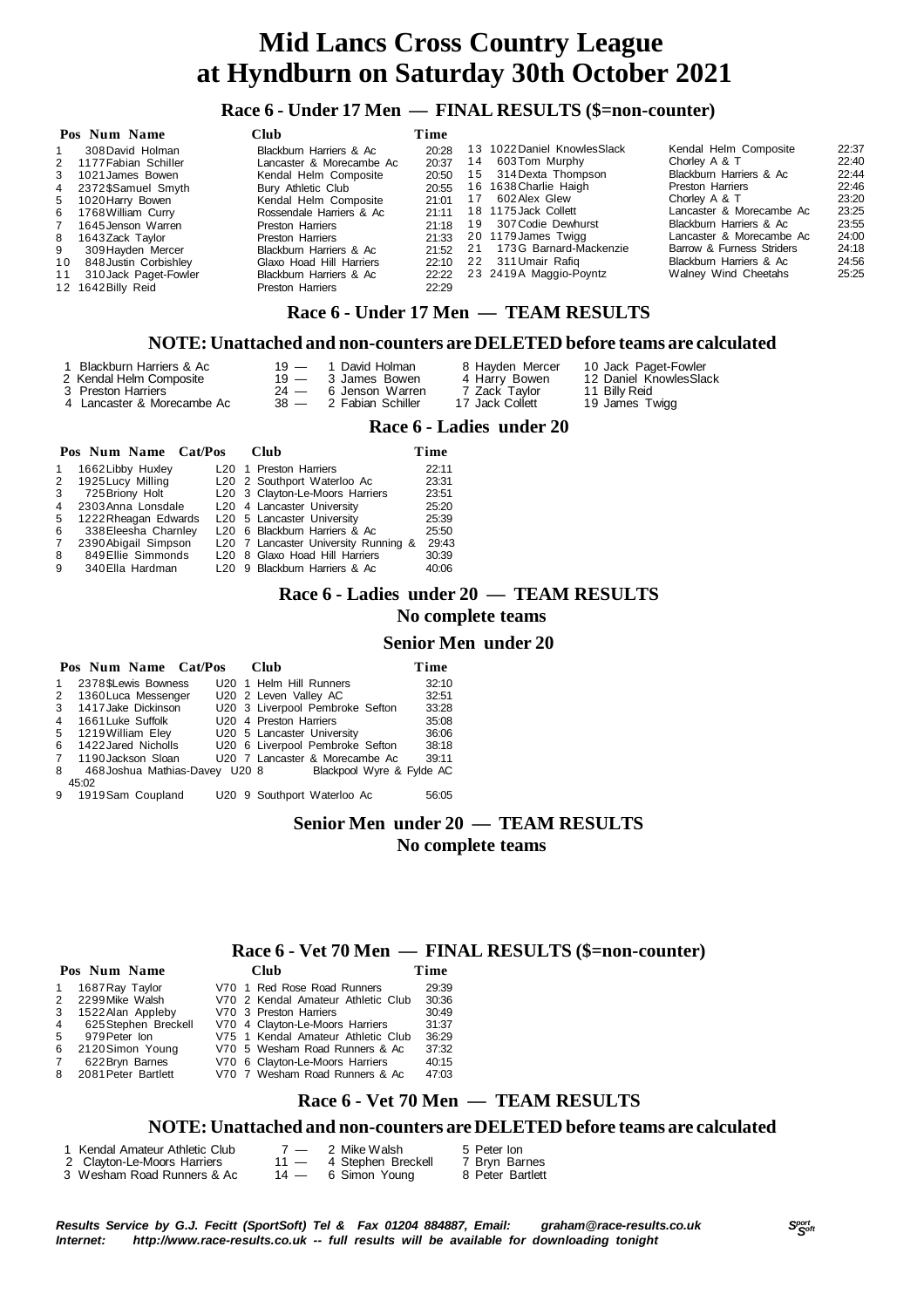# Mid Lancs Cross Country League at Hyndburn on Saturday 30th October 2021

## Race 6 - Under 17 Men — FINAL RESULTS ($=non-counter)

| Pos | Num | Name | Club | Time |
|---|---|---|---|---|
| 1 | 308 | David Holman | Blackburn Harriers & Ac | 20:28 |
| 2 | 1177 | Fabian Schiller | Lancaster & Morecambe Ac | 20:37 |
| 3 | 1021 | James Bowen | Kendal Helm Composite | 20:50 |
| 4 | 2372 | $Samuel Smyth | Bury Athletic Club | 20:55 |
| 5 | 1020 | Harry Bowen | Kendal Helm Composite | 21:01 |
| 6 | 1768 | William Curry | Rossendale Harriers & Ac | 21:11 |
| 7 | 1645 | Jenson Warren | Preston Harriers | 21:18 |
| 8 | 1643 | Zack Taylor | Preston Harriers | 21:33 |
| 9 | 309 | Hayden Mercer | Blackburn Harriers & Ac | 21:52 |
| 10 | 848 | Justin Corbishley | Glaxo Hoad Hill Harriers | 22:10 |
| 11 | 310 | Jack Paget-Fowler | Blackburn Harriers & Ac | 22:22 |
| 12 | 1642 | Billy Reid | Preston Harriers | 22:29 |
| 13 | 1022 | Daniel KnowlesSlack | Kendal Helm Composite | 22:37 |
| 14 | 603 | Tom Murphy | Chorley A & T | 22:40 |
| 15 | 314 | Dexta Thompson | Blackburn Harriers & Ac | 22:44 |
| 16 | 1638 | Charlie Haigh | Preston Harriers | 22:46 |
| 17 | 602 | Alex Glew | Chorley A & T | 23:20 |
| 18 | 1175 | Jack Collett | Lancaster & Morecambe Ac | 23:25 |
| 19 | 307 | Codie Dewhurst | Blackburn Harriers & Ac | 23:55 |
| 20 | 1179 | James Twigg | Lancaster & Morecambe Ac | 24:00 |
| 21 | 173 | G Barnard-Mackenzie | Barrow & Furness Striders | 24:18 |
| 22 | 311 | Umair Rafiq | Blackburn Harriers & Ac | 24:56 |
| 23 | 2419 | A Maggio-Poyntz | Walney Wind Cheetahs | 25:25 |

## Race 6 - Under 17 Men — TEAM RESULTS

### NOTE: Unattached and non-counters are DELETED before teams are calculated

| Pos | Club | Points | | | |
|---|---|---|---|---|---|
| 1 | Blackburn Harriers & Ac | 19 — | 1 David Holman | 8 Hayden Mercer | 10 Jack Paget-Fowler |
| 2 | Kendal Helm Composite | 19 — | 3 James Bowen | 4 Harry Bowen | 12 Daniel KnowlesSlack |
| 3 | Preston Harriers | 24 — | 6 Jenson Warren | 7 Zack Taylor | 11 Billy Reid |
| 4 | Lancaster & Morecambe Ac | 38 — | 2 Fabian Schiller | 17 Jack Collett | 19 James Twigg |

## Race 6 - Ladies under 20

| Pos | Num | Name | Cat/Pos | | Club | Time |
|---|---|---|---|---|---|---|
| 1 | 1662 | Libby Huxley | L20 | 1 | Preston Harriers | 22:11 |
| 2 | 1925 | Lucy Milling | L20 | 2 | Southport Waterloo Ac | 23:31 |
| 3 | 725 | Briony Holt | L20 | 3 | Clayton-Le-Moors Harriers | 23:51 |
| 4 | 2303 | Anna Lonsdale | L20 | 4 | Lancaster University | 25:20 |
| 5 | 1222 | Rheagan Edwards | L20 | 5 | Lancaster University | 25:39 |
| 6 | 338 | Eleesha Charnley | L20 | 6 | Blackburn Harriers & Ac | 25:50 |
| 7 | 2390 | Abigail Simpson | L20 | 7 | Lancaster University Running & | 29:43 |
| 8 | 849 | Ellie Simmonds | L20 | 8 | Glaxo Hoad Hill Harriers | 30:39 |
| 9 | 340 | Ella Hardman | L20 | 9 | Blackburn Harriers & Ac | 40:06 |

## Race 6 - Ladies under 20 — TEAM RESULTS

### No complete teams

## Senior Men under 20

| Pos | Num | Name | Cat/Pos | | Club | Time |
|---|---|---|---|---|---|---|
| 1 | 2378 | $Lewis Bowness | U20 | 1 | Helm Hill Runners | 32:10 |
| 2 | 1360 | Luca Messenger | U20 | 2 | Leven Valley AC | 32:51 |
| 3 | 1417 | Jake Dickinson | U20 | 3 | Liverpool Pembroke Sefton | 33:28 |
| 4 | 1661 | Luke Suffolk | U20 | 4 | Preston Harriers | 35:08 |
| 5 | 1219 | William Eley | U20 | 5 | Lancaster University | 36:06 |
| 6 | 1422 | Jared Nicholls | U20 | 6 | Liverpool Pembroke Sefton | 38:18 |
| 7 | 1190 | Jackson Sloan | U20 | 7 | Lancaster & Morecambe Ac | 39:11 |
| 8 | 468 | Joshua Mathias-Davey | U20 | 8 | Blackpool Wyre & Fylde AC | 45:02 |
| 9 | 1919 | Sam Coupland | U20 | 9 | Southport Waterloo Ac | 56:05 |

## Senior Men under 20 — TEAM RESULTS

### No complete teams

## Race 6 - Vet 70 Men — FINAL RESULTS ($=non-counter)

| Pos | Num | Name | Cat/Pos | | Club | Time |
|---|---|---|---|---|---|---|
| 1 | 1687 | Ray Taylor | V70 | 1 | Red Rose Road Runners | 29:39 |
| 2 | 2299 | Mike Walsh | V70 | 2 | Kendal Amateur Athletic Club | 30:36 |
| 3 | 1522 | Alan Appleby | V70 | 3 | Preston Harriers | 30:49 |
| 4 | 625 | Stephen Breckell | V70 | 4 | Clayton-Le-Moors Harriers | 31:37 |
| 5 | 979 | Peter Ion | V75 | 1 | Kendal Amateur Athletic Club | 36:29 |
| 6 | 2120 | Simon Young | V70 | 5 | Wesham Road Runners & Ac | 37:32 |
| 7 | 622 | Bryn Barnes | V70 | 6 | Clayton-Le-Moors Harriers | 40:15 |
| 8 | 2081 | Peter Bartlett | V70 | 7 | Wesham Road Runners & Ac | 47:03 |

## Race 6 - Vet 70 Men — TEAM RESULTS

### NOTE: Unattached and non-counters are DELETED before teams are calculated

| Pos | Club | Points | | |
|---|---|---|---|---|
| 1 | Kendal Amateur Athletic Club | 7 — | 2 Mike Walsh | 5 Peter Ion |
| 2 | Clayton-Le-Moors Harriers | 11 — | 4 Stephen Breckell | 7 Bryn Barnes |
| 3 | Wesham Road Runners & Ac | 14 — | 6 Simon Young | 8 Peter Bartlett |

***Results Service by G.J. Fecitt (SportSoft) Tel & Fax 01204 884887, Email: graham@race-results.co.uk***
***Internet: http://www.race-results.co.uk -- full results will be available for downloading tonight***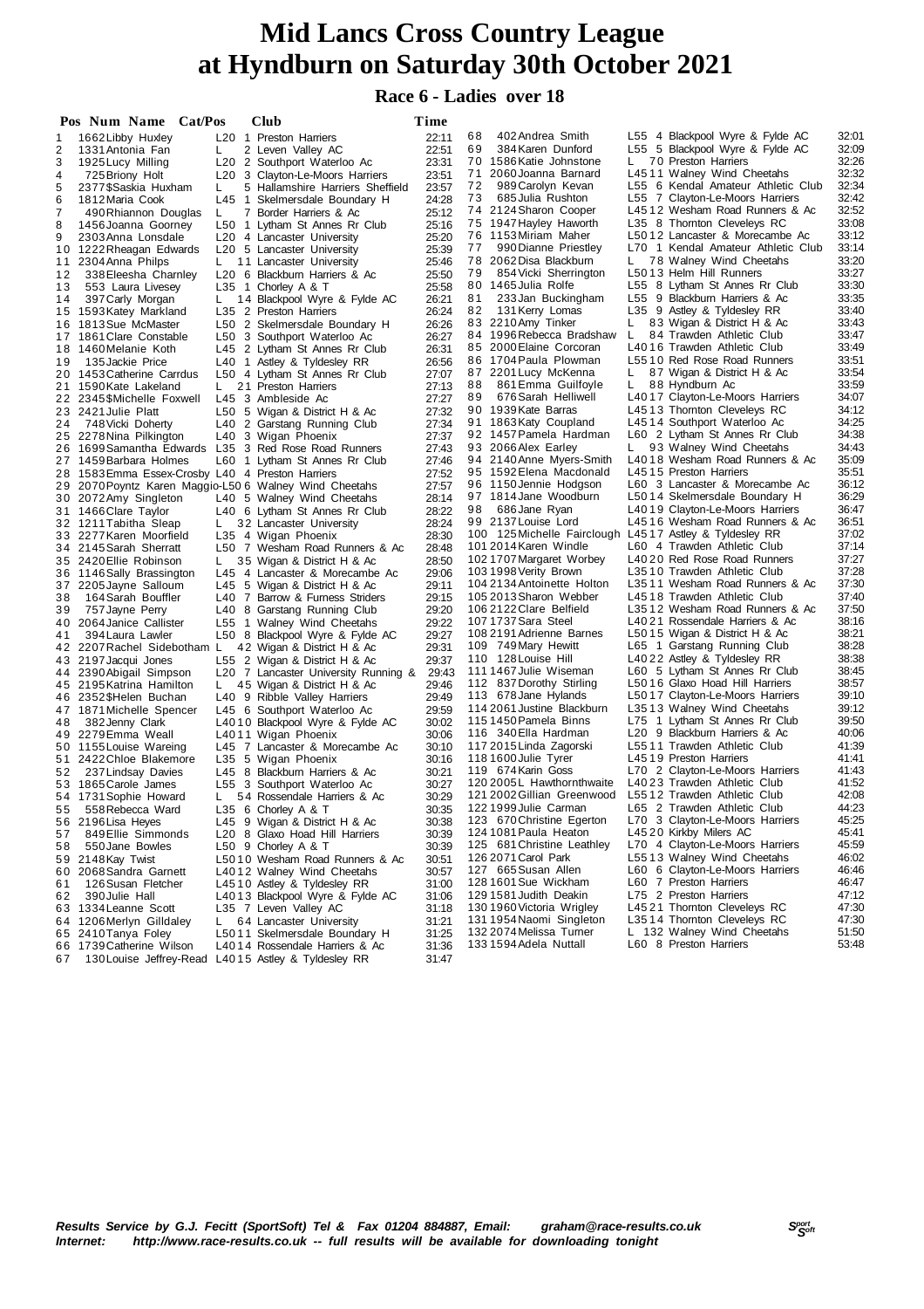# Mid Lancs Cross Country League at Hyndburn on Saturday 30th October 2021

## Race 6 - Ladies over 18

| Pos | Num | Name | Cat/Pos | Club | Time |
|---|---|---|---|---|---|
| 1 | 1662 | Libby Huxley | L20 1 | Preston Harriers | 22:11 |
| 2 | 1331 | Antonia Fan | L 2 | Leven Valley AC | 22:51 |
| 3 | 1925 | Lucy Milling | L20 2 | Southport Waterloo Ac | 23:31 |
| 4 | 725 | Briony Holt | L20 3 | Clayton-Le-Moors Harriers | 23:51 |
| 5 | 2377 | $Saskia Huxham | L 5 | Hallamshire Harriers Sheffield | 23:57 |
| 6 | 1812 | Maria Cook | L45 1 | Skelmersdale Boundary H | 24:28 |
| 7 | 490 | Rhiannon Douglas | L 7 | Border Harriers & Ac | 25:12 |
| 8 | 1456 | Joanna Goorney | L50 1 | Lytham St Annes Rr Club | 25:16 |
| 9 | 2303 | Anna Lonsdale | L20 4 | Lancaster University | 25:20 |
| 10 | 1222 | Rheagan Edwards | L20 5 | Lancaster University | 25:39 |
| 11 | 2304 | Anna Philps | L 11 | Lancaster University | 25:46 |
| 12 | 338 | Eleesha Charnley | L20 6 | Blackburn Harriers & Ac | 25:50 |
| 13 | 553 | Laura Livesey | L35 1 | Chorley A & T | 25:58 |
| 14 | 397 | Carly Morgan | L 14 | Blackpool Wyre & Fylde AC | 26:21 |
| 15 | 1593 | Katey Markland | L35 2 | Preston Harriers | 26:24 |
| 16 | 1813 | Sue McMaster | L50 2 | Skelmersdale Boundary H | 26:26 |
| 17 | 1861 | Clare Constable | L50 3 | Southport Waterloo Ac | 26:27 |
| 18 | 1460 | Melanie Koth | L45 2 | Lytham St Annes Rr Club | 26:31 |
| 19 | 135 | Jackie Price | L40 1 | Astley & Tyldesley RR | 26:56 |
| 20 | 1453 | Catherine Carrdus | L50 4 | Lytham St Annes Rr Club | 27:07 |
| 21 | 1590 | Kate Lakeland | L 21 | Preston Harriers | 27:13 |
| 22 | 2345 | $Michelle Foxwell | L45 3 | Ambleside Ac | 27:27 |
| 23 | 2421 | Julie Platt | L50 5 | Wigan & District H & Ac | 27:32 |
| 24 | 748 | Vicki Doherty | L40 2 | Garstang Running Club | 27:34 |
| 25 | 2278 | Nina Pilkington | L40 3 | Wigan Phoenix | 27:37 |
| 26 | 1699 | Samantha Edwards | L35 3 | Red Rose Road Runners | 27:43 |
| 27 | 1459 | Barbara Holmes | L60 1 | Lytham St Annes Rr Club | 27:46 |
| 28 | 1583 | Emma Essex-Crosby | L40 4 | Preston Harriers | 27:52 |
| 29 | 2070 | Poyntz Karen Maggio- | L50 6 | Walney Wind Cheetahs | 27:57 |
| 30 | 2072 | Amy Singleton | L40 5 | Walney Wind Cheetahs | 28:14 |
| 31 | 1466 | Clare Taylor | L40 6 | Lytham St Annes Rr Club | 28:22 |
| 32 | 1211 | Tabitha Sleap | L 32 | Lancaster University | 28:24 |
| 33 | 2277 | Karen Moorfield | L35 4 | Wigan Phoenix | 28:30 |
| 34 | 2145 | Sarah Sherratt | L50 7 | Wesham Road Runners & Ac | 28:48 |
| 35 | 2420 | Ellie Robinson | L 35 | Wigan & District H & Ac | 28:50 |
| 36 | 1146 | Sally Brassington | L45 4 | Lancaster & Morecambe Ac | 29:06 |
| 37 | 2205 | Jayne Salloum | L45 5 | Wigan & District H & Ac | 29:11 |
| 38 | 164 | Sarah Bouffler | L40 7 | Barrow & Furness Striders | 29:15 |
| 39 | 757 | Jayne Perry | L40 8 | Garstang Running Club | 29:20 |
| 40 | 2064 | Janice Callister | L55 1 | Walney Wind Cheetahs | 29:22 |
| 41 | 394 | Laura Lawler | L50 8 | Blackpool Wyre & Fylde AC | 29:27 |
| 42 | 2207 | Rachel Sidebotham | L 42 | Wigan & District H & Ac | 29:31 |
| 43 | 2197 | Jacqui Jones | L55 2 | Wigan & District H & Ac | 29:37 |
| 44 | 2390 | Abigail Simpson | L20 7 | Lancaster University Running & | 29:43 |
| 45 | 2195 | Katrina Hamilton | L 45 | Wigan & District H & Ac | 29:46 |
| 46 | 2352 | $Helen Buchan | L40 9 | Ribble Valley Harriers | 29:49 |
| 47 | 1871 | Michelle Spencer | L45 6 | Southport Waterloo Ac | 29:59 |
| 48 | 382 | Jenny Clark | L40 10 | Blackpool Wyre & Fylde AC | 30:02 |
| 49 | 2279 | Emma Weall | L40 11 | Wigan Phoenix | 30:06 |
| 50 | 1155 | Louise Wareing | L45 7 | Lancaster & Morecambe Ac | 30:10 |
| 51 | 2422 | Chloe Blakemore | L35 5 | Wigan Phoenix | 30:16 |
| 52 | 237 | Lindsay Davies | L45 8 | Blackburn Harriers & Ac | 30:21 |
| 53 | 1865 | Carole James | L55 3 | Southport Waterloo Ac | 30:27 |
| 54 | 1731 | Sophie Howard | L 54 | Rossendale Harriers & Ac | 30:29 |
| 55 | 558 | Rebecca Ward | L35 6 | Chorley A & T | 30:35 |
| 56 | 2196 | Lisa Heyes | L45 9 | Wigan & District H & Ac | 30:38 |
| 57 | 849 | Ellie Simmonds | L20 8 | Glaxo Hoad Hill Harriers | 30:39 |
| 58 | 550 | Jane Bowles | L50 9 | Chorley A & T | 30:39 |
| 59 | 2148 | Kay Twist | L50 10 | Wesham Road Runners & Ac | 30:51 |
| 60 | 2068 | Sandra Garnett | L40 12 | Walney Wind Cheetahs | 30:57 |
| 61 | 126 | Susan Fletcher | L45 10 | Astley & Tyldesley RR | 31:00 |
| 62 | 390 | Julie Hall | L40 13 | Blackpool Wyre & Fylde AC | 31:06 |
| 63 | 1334 | Leanne Scott | L35 7 | Leven Valley AC | 31:18 |
| 64 | 1206 | Merlyn Gilldaley | L 64 | Lancaster University | 31:21 |
| 65 | 2410 | Tanya Foley | L50 11 | Skelmersdale Boundary H | 31:25 |
| 66 | 1739 | Catherine Wilson | L40 14 | Rossendale Harriers & Ac | 31:36 |
| 67 | 130 | Louise Jeffrey-Read | L40 15 | Astley & Tyldesley RR | 31:47 |
| 68 | 402 | Andrea Smith | L55 4 | Blackpool Wyre & Fylde AC | 32:01 |
| 69 | 384 | Karen Dunford | L55 5 | Blackpool Wyre & Fylde AC | 32:09 |
| 70 | 1586 | Katie Johnstone | L 70 | Preston Harriers | 32:26 |
| 71 | 2060 | Joanna Barnard | L45 11 | Walney Wind Cheetahs | 32:32 |
| 72 | 989 | Carolyn Kevan | L55 6 | Kendal Amateur Athletic Club | 32:34 |
| 73 | 685 | Julia Rushton | L55 7 | Clayton-Le-Moors Harriers | 32:42 |
| 74 | 2124 | Sharon Cooper | L45 12 | Wesham Road Runners & Ac | 32:52 |
| 75 | 1947 | Hayley Haworth | L35 8 | Thornton Cleveleys RC | 33:08 |
| 76 | 1153 | Miriam Maher | L50 12 | Lancaster & Morecambe Ac | 33:12 |
| 77 | 990 | Dianne Priestley | L70 1 | Kendal Amateur Athletic Club | 33:14 |
| 78 | 2062 | Disa Blackburn | L 78 | Walney Wind Cheetahs | 33:20 |
| 79 | 854 | Vicki Sherrington | L50 13 | Helm Hill Runners | 33:27 |
| 80 | 1465 | Julia Rolfe | L55 8 | Lytham St Annes Rr Club | 33:30 |
| 81 | 233 | Jan Buckingham | L55 9 | Blackburn Harriers & Ac | 33:35 |
| 82 | 131 | Kerry Lomas | L35 9 | Astley & Tyldesley RR | 33:40 |
| 83 | 2210 | Amy Tinker | L 83 | Wigan & District H & Ac | 33:43 |
| 84 | 1996 | Rebecca Bradshaw | L 84 | Trawden Athletic Club | 33:47 |
| 85 | 2000 | Elaine Corcoran | L40 16 | Trawden Athletic Club | 33:49 |
| 86 | 1704 | Paula Plowman | L55 10 | Red Rose Road Runners | 33:51 |
| 87 | 2201 | Lucy McKenna | L 87 | Wigan & District H & Ac | 33:54 |
| 88 | 861 | Emma Guilfoyle | L 88 | Hyndburn Ac | 33:59 |
| 89 | 676 | Sarah Helliwell | L40 17 | Clayton-Le-Moors Harriers | 34:07 |
| 90 | 1939 | Kate Barras | L45 13 | Thornton Cleveleys RC | 34:12 |
| 91 | 1863 | Katy Coupland | L45 14 | Southport Waterloo Ac | 34:25 |
| 92 | 1457 | Pamela Hardman | L60 2 | Lytham St Annes Rr Club | 34:38 |
| 93 | 2066 | Alex Earley | L 93 | Walney Wind Cheetahs | 34:43 |
| 94 | 2140 | Anne Myers-Smith | L40 18 | Wesham Road Runners & Ac | 35:09 |
| 95 | 1592 | Elena Macdonald | L45 15 | Preston Harriers | 35:51 |
| 96 | 1150 | Jennie Hodgson | L60 3 | Lancaster & Morecambe Ac | 36:12 |
| 97 | 1814 | Jane Woodburn | L50 14 | Skelmersdale Boundary H | 36:29 |
| 98 | 686 | Jane Ryan | L40 19 | Clayton-Le-Moors Harriers | 36:47 |
| 99 | 2137 | Louise Lord | L45 16 | Wesham Road Runners & Ac | 36:51 |
| 100 | 125 | Michelle Fairclough | L45 17 | Astley & Tyldesley RR | 37:02 |
| 101 | 2014 | Karen Windle | L60 4 | Trawden Athletic Club | 37:14 |
| 102 | 1707 | Margaret Worbey | L40 20 | Red Rose Road Runners | 37:27 |
| 103 | 1998 | Verity Brown | L35 10 | Trawden Athletic Club | 37:28 |
| 104 | 2134 | Antoinette Holton | L35 11 | Wesham Road Runners & Ac | 37:30 |
| 105 | 2013 | Sharon Webber | L45 18 | Trawden Athletic Club | 37:40 |
| 106 | 2122 | Clare Belfield | L35 12 | Wesham Road Runners & Ac | 37:50 |
| 107 | 1737 | Sara Steel | L40 21 | Rossendale Harriers & Ac | 38:16 |
| 108 | 2191 | Adrienne Barnes | L50 15 | Wigan & District H & Ac | 38:21 |
| 109 | 749 | Mary Hewitt | L65 1 | Garstang Running Club | 38:28 |
| 110 | 128 | Louise Hill | L40 22 | Astley & Tyldesley RR | 38:38 |
| 111 | 1467 | Julie Wiseman | L60 5 | Lytham St Annes Rr Club | 38:45 |
| 112 | 837 | Dorothy Stirling | L50 16 | Glaxo Hoad Hill Harriers | 38:57 |
| 113 | 678 | Jane Hylands | L50 17 | Clayton-Le-Moors Harriers | 39:10 |
| 114 | 2061 | Justine Blackburn | L35 13 | Walney Wind Cheetahs | 39:12 |
| 115 | 1450 | Pamela Binns | L75 1 | Lytham St Annes Rr Club | 39:50 |
| 116 | 340 | Ella Hardman | L20 9 | Blackburn Harriers & Ac | 40:06 |
| 117 | 2015 | Linda Zagorski | L55 11 | Trawden Athletic Club | 41:39 |
| 118 | 1600 | Julie Tyrer | L45 19 | Preston Harriers | 41:41 |
| 119 | 674 | Karin Goss | L70 2 | Clayton-Le-Moors Harriers | 41:43 |
| 120 | 2005 | L Hawthornthwaite | L40 23 | Trawden Athletic Club | 41:52 |
| 121 | 2002 | Gillian Greenwood | L55 12 | Trawden Athletic Club | 42:08 |
| 122 | 1999 | Julie Carman | L65 2 | Trawden Athletic Club | 44:23 |
| 123 | 670 | Christine Egerton | L70 3 | Clayton-Le-Moors Harriers | 45:25 |
| 124 | 1081 | Paula Heaton | L45 20 | Kirkby Milers AC | 45:41 |
| 125 | 681 | Christine Leathley | L70 4 | Clayton-Le-Moors Harriers | 45:59 |
| 126 | 2071 | Carol Park | L55 13 | Walney Wind Cheetahs | 46:02 |
| 127 | 665 | Susan Allen | L60 6 | Clayton-Le-Moors Harriers | 46:46 |
| 128 | 1601 | Sue Wickham | L60 7 | Preston Harriers | 46:47 |
| 129 | 1581 | Judith Deakin | L75 2 | Preston Harriers | 47:12 |
| 130 | 1960 | Victoria Wrigley | L45 21 | Thornton Cleveleys RC | 47:30 |
| 131 | 1954 | Naomi Singleton | L35 14 | Thornton Cleveleys RC | 47:30 |
| 132 | 2074 | Melissa Turner | L 132 | Walney Wind Cheetahs | 51:50 |
| 133 | 1594 | Adela Nuttall | L60 8 | Preston Harriers | 53:48 |

*Results Service by G.J. Fecitt (SportSoft) Tel & Fax 01204 884887, Email: graham@race-results.co.uk*
*Internet: http://www.race-results.co.uk -- full results will be available for downloading tonight*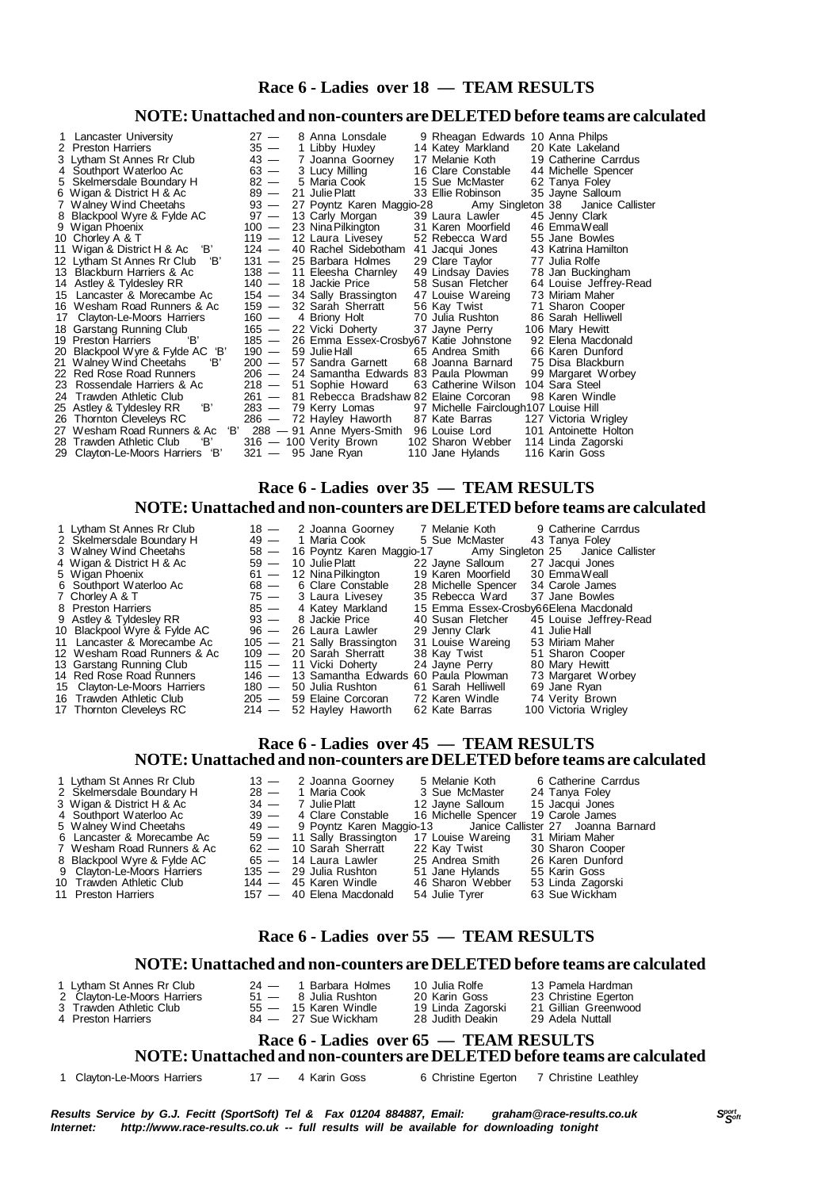## Race 6 - Ladies over 18 — TEAM RESULTS

### NOTE: Unattached and non-counters are DELETED before teams are calculated

| Pos | Team | Pts | 1st | 2nd | 3rd |
|---|---|---|---|---|---|
| 1 | Lancaster University | 27 | 8 Anna Lonsdale | 9 Rheagan Edwards | 10 Anna Philps |
| 2 | Preston Harriers | 35 | 1 Libby Huxley | 14 Katey Markland | 20 Kate Lakeland |
| 3 | Lytham St Annes Rr Club | 43 | 7 Joanna Goorney | 17 Melanie Koth | 19 Catherine Carrdus |
| 4 | Southport Waterloo Ac | 63 | 3 Lucy Milling | 16 Clare Constable | 44 Michelle Spencer |
| 5 | Skelmersdale Boundary H | 82 | 5 Maria Cook | 15 Sue McMaster | 62 Tanya Foley |
| 6 | Wigan & District H & Ac | 89 | 21 Julie Platt | 33 Ellie Robinson | 35 Jayne Salloum |
| 7 | Walney Wind Cheetahs | 93 | 27 Poyntz Karen Maggio-28 | Amy Singleton 38 | Janice Callister |
| 8 | Blackpool Wyre & Fylde AC | 97 | 13 Carly Morgan | 39 Laura Lawler | 45 Jenny Clark |
| 9 | Wigan Phoenix | 100 | 23 Nina Pilkington | 31 Karen Moorfield | 46 Emma Weall |
| 10 | Chorley A & T | 119 | 12 Laura Livesey | 52 Rebecca Ward | 55 Jane Bowles |
| 11 | Wigan & District H & Ac 'B' | 124 | 40 Rachel Sidebotham | 41 Jacqui Jones | 43 Katrina Hamilton |
| 12 | Lytham St Annes Rr Club 'B' | 131 | 25 Barbara Holmes | 29 Clare Taylor | 77 Julia Rolfe |
| 13 | Blackburn Harriers & Ac | 138 | 11 Eleesha Charnley | 49 Lindsay Davies | 78 Jan Buckingham |
| 14 | Astley & Tyldesley RR | 140 | 18 Jackie Price | 58 Susan Fletcher | 64 Louise Jeffrey-Read |
| 15 | Lancaster & Morecambe Ac | 154 | 34 Sally Brassington | 47 Louise Wareing | 73 Miriam Maher |
| 16 | Wesham Road Runners & Ac | 159 | 32 Sarah Sherratt | 56 Kay Twist | 71 Sharon Cooper |
| 17 | Clayton-Le-Moors Harriers | 160 | 4 Briony Holt | 70 Julia Rushton | 86 Sarah Helliwell |
| 18 | Garstang Running Club | 165 | 22 Vicki Doherty | 37 Jayne Perry | 106 Mary Hewitt |
| 19 | Preston Harriers 'B' | 185 | 26 Emma Essex-Crosby | 67 Katie Johnstone | 92 Elena Macdonald |
| 20 | Blackpool Wyre & Fylde AC 'B' | 190 | 59 Julie Hall | 65 Andrea Smith | 66 Karen Dunford |
| 21 | Walney Wind Cheetahs 'B' | 200 | 57 Sandra Garnett | 68 Joanna Barnard | 75 Disa Blackburn |
| 22 | Red Rose Road Runners | 206 | 24 Samantha Edwards | 83 Paula Plowman | 99 Margaret Worbey |
| 23 | Rossendale Harriers & Ac | 218 | 51 Sophie Howard | 63 Catherine Wilson | 104 Sara Steel |
| 24 | Trawden Athletic Club | 261 | 81 Rebecca Bradshaw | 82 Elaine Corcoran | 98 Karen Windle |
| 25 | Astley & Tyldesley RR 'B' | 283 | 79 Kerry Lomas | 97 Michelle Fairclough | 107 Louise Hill |
| 26 | Thornton Cleveleys RC | 286 | 72 Hayley Haworth | 87 Kate Barras | 127 Victoria Wrigley |
| 27 | Wesham Road Runners & Ac 'B' | 288 | 91 Anne Myers-Smith | 96 Louise Lord | 101 Antoinette Holton |
| 28 | Trawden Athletic Club 'B' | 316 | 100 Verity Brown | 102 Sharon Webber | 114 Linda Zagorski |
| 29 | Clayton-Le-Moors Harriers 'B' | 321 | 95 Jane Ryan | 110 Jane Hylands | 116 Karin Goss |

## Race 6 - Ladies over 35 — TEAM RESULTS

### NOTE: Unattached and non-counters are DELETED before teams are calculated

| Pos | Team | Pts | 1st | 2nd | 3rd |
|---|---|---|---|---|---|
| 1 | Lytham St Annes Rr Club | 18 | 2 Joanna Goorney | 7 Melanie Koth | 9 Catherine Carrdus |
| 2 | Skelmersdale Boundary H | 49 | 1 Maria Cook | 5 Sue McMaster | 43 Tanya Foley |
| 3 | Walney Wind Cheetahs | 58 | 16 Poyntz Karen Maggio-17 | Amy Singleton 25 | Janice Callister |
| 4 | Wigan & District H & Ac | 59 | 10 Julie Platt | 22 Jayne Salloum | 27 Jacqui Jones |
| 5 | Wigan Phoenix | 61 | 12 Nina Pilkington | 19 Karen Moorfield | 30 Emma Weall |
| 6 | Southport Waterloo Ac | 68 | 6 Clare Constable | 28 Michelle Spencer | 34 Carole James |
| 7 | Chorley A & T | 75 | 3 Laura Livesey | 35 Rebecca Ward | 37 Jane Bowles |
| 8 | Preston Harriers | 85 | 4 Katey Markland | 15 Emma Essex-Crosby | 66 Elena Macdonald |
| 9 | Astley & Tyldesley RR | 93 | 8 Jackie Price | 40 Susan Fletcher | 45 Louise Jeffrey-Read |
| 10 | Blackpool Wyre & Fylde AC | 96 | 26 Laura Lawler | 29 Jenny Clark | 41 Julie Hall |
| 11 | Lancaster & Morecambe Ac | 105 | 21 Sally Brassington | 31 Louise Wareing | 53 Miriam Maher |
| 12 | Wesham Road Runners & Ac | 109 | 20 Sarah Sherratt | 38 Kay Twist | 51 Sharon Cooper |
| 13 | Garstang Running Club | 115 | 11 Vicki Doherty | 24 Jayne Perry | 80 Mary Hewitt |
| 14 | Red Rose Road Runners | 146 | 13 Samantha Edwards | 60 Paula Plowman | 73 Margaret Worbey |
| 15 | Clayton-Le-Moors Harriers | 180 | 50 Julia Rushton | 61 Sarah Helliwell | 69 Jane Ryan |
| 16 | Trawden Athletic Club | 205 | 59 Elaine Corcoran | 72 Karen Windle | 74 Verity Brown |
| 17 | Thornton Cleveleys RC | 214 | 52 Hayley Haworth | 62 Kate Barras | 100 Victoria Wrigley |

## Race 6 - Ladies over 45 — TEAM RESULTS

### NOTE: Unattached and non-counters are DELETED before teams are calculated

| Pos | Team | Pts | 1st | 2nd | 3rd |
|---|---|---|---|---|---|
| 1 | Lytham St Annes Rr Club | 13 | 2 Joanna Goorney | 5 Melanie Koth | 6 Catherine Carrdus |
| 2 | Skelmersdale Boundary H | 28 | 1 Maria Cook | 3 Sue McMaster | 24 Tanya Foley |
| 3 | Wigan & District H & Ac | 34 | 7 Julie Platt | 12 Jayne Salloum | 15 Jacqui Jones |
| 4 | Southport Waterloo Ac | 39 | 4 Clare Constable | 16 Michelle Spencer | 19 Carole James |
| 5 | Walney Wind Cheetahs | 49 | 9 Poyntz Karen Maggio-13 | Janice Callister 27 | Joanna Barnard |
| 6 | Lancaster & Morecambe Ac | 59 | 11 Sally Brassington | 17 Louise Wareing | 31 Miriam Maher |
| 7 | Wesham Road Runners & Ac | 62 | 10 Sarah Sherratt | 22 Kay Twist | 30 Sharon Cooper |
| 8 | Blackpool Wyre & Fylde AC | 65 | 14 Laura Lawler | 25 Andrea Smith | 26 Karen Dunford |
| 9 | Clayton-Le-Moors Harriers | 135 | 29 Julia Rushton | 51 Jane Hylands | 55 Karin Goss |
| 10 | Trawden Athletic Club | 144 | 45 Karen Windle | 46 Sharon Webber | 53 Linda Zagorski |
| 11 | Preston Harriers | 157 | 40 Elena Macdonald | 54 Julie Tyrer | 63 Sue Wickham |

## Race 6 - Ladies over 55 — TEAM RESULTS

### NOTE: Unattached and non-counters are DELETED before teams are calculated

| Pos | Team | Pts | 1st | 2nd | 3rd |
|---|---|---|---|---|---|
| 1 | Lytham St Annes Rr Club | 24 | 1 Barbara Holmes | 10 Julia Rolfe | 13 Pamela Hardman |
| 2 | Clayton-Le-Moors Harriers | 51 | 8 Julia Rushton | 20 Karin Goss | 23 Christine Egerton |
| 3 | Trawden Athletic Club | 55 | 15 Karen Windle | 19 Linda Zagorski | 21 Gillian Greenwood |
| 4 | Preston Harriers | 84 | 27 Sue Wickham | 28 Judith Deakin | 29 Adela Nuttall |

## Race 6 - Ladies over 65 — TEAM RESULTS

### NOTE: Unattached and non-counters are DELETED before teams are calculated

| Pos | Team | Pts | 1st | 2nd | 3rd |
|---|---|---|---|---|---|
| 1 | Clayton-Le-Moors Harriers | 17 | 4 Karin Goss | 6 Christine Egerton | 7 Christine Leathley |

***Results Service by G.J. Fecitt (SportSoft) Tel & Fax 01204 884887, Email: graham@race-results.co.uk***
***Internet: http://www.race-results.co.uk -- full results will be available for downloading tonight***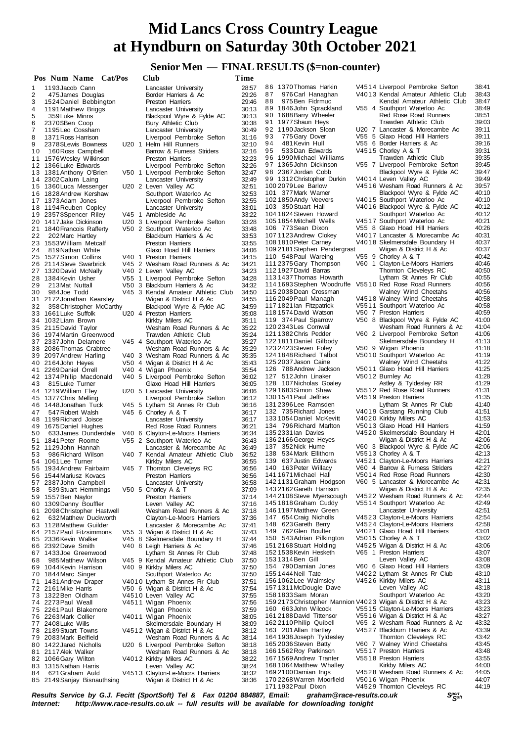# Mid Lancs Cross Country League at Hyndburn on Saturday 30th October 2021

## Senior Men — FINAL RESULTS ($=non-counter)

| Pos | Num | Name | Cat/Pos | Club | Time |
|---|---|---|---|---|---|
| 1 | 1193 | Jacob Cann | | Lancaster University | 28:57 |
| 2 | 475 | James Douglas | | Border Harriers & Ac | 29:26 |
| 3 | 1524 | Daniel Bebbington | | Preston Harriers | 29:46 |
| 4 | 1191 | Matthew Briggs | | Lancaster University | 30:13 |
| 5 | 359 | Luke Minns | | Blackpool Wyre & Fylde AC | 30:13 |
| 6 | 2370 | $Ben Coop | | Bury Athletic Club | 30:38 |
| 7 | 1195 | Leo Cossham | | Lancaster University | 30:49 |
| 8 | 1371 | Ross Harrison | | Liverpool Pembroke Sefton | 31:16 |
| 9 | 2378 | $Lewis Bowness | U20 1 | Helm Hill Runners | 32:10 |
| 10 | 160 | Ross Campbell | | Barrow & Furness Striders | 32:16 |
| 11 | 1576 | Wesley Wilkinson | | Preston Harriers | 32:23 |
| 12 | 1366 | Luke Edwards | | Liverpool Pembroke Sefton | 32:26 |
| 13 | 1381 | Anthony O'Brien | V50 1 | Liverpool Pembroke Sefton | 32:47 |
| 14 | 2302 | Calum Laing | | Lancaster University | 32:49 |
| 15 | 1360 | Luca Messenger | U20 2 | Leven Valley AC | 32:51 |
| 16 | 1828 | Andrew Kershaw | | Southport Waterloo Ac | 32:53 |
| 17 | 1373 | Adam Jones | | Liverpool Pembroke Sefton | 32:55 |
| 18 | 1194 | Reuben Copley | | Lancaster University | 33:01 |
| 19 | 2357 | $Spencer Riley | V45 1 | Ambleside Ac | 33:22 |
| 20 | 1417 | Jake Dickinson | U20 3 | Liverpool Pembroke Sefton | 33:28 |
| 21 | 1840 | Francois Rafferty | V50 2 | Southport Waterloo Ac | 33:48 |
| 22 | 202 | Marc Hartley | | Blackburn Harriers & Ac | 33:53 |
| 23 | 1553 | William Metcalf | | Preston Harriers | 33:55 |
| 24 | 819 | Nathan White | | Glaxo Hoad Hill Harriers | 34:06 |
| 25 | 1527 | Simon Collins | V40 1 | Preston Harriers | 34:15 |
| 26 | 2114 | Steve Swarbrick | V45 2 | Wesham Road Runners & Ac | 34:21 |
| 27 | 1320 | David McNally | V40 2 | Leven Valley AC | 34:23 |
| 28 | 1384 | Kevin Usher | V55 1 | Liverpool Pembroke Sefton | 34:28 |
| 29 | 213 | Mat Nuttall | V50 3 | Blackburn Harriers & Ac | 34:32 |
| 30 | 984 | Joe Todd | V45 3 | Kendal Amateur Athletic Club | 34:50 |
| 31 | 2172 | Jonathan Kearsley | | Wigan & District H & Ac | 34:55 |
| 32 | 358 | Christopher McCarthy | | Blackpool Wyre & Fylde AC | 34:59 |
| 33 | 1661 | Luke Suffolk | U20 4 | Preston Harriers | 35:08 |
| 34 | 1032 | Liam Brown | | Kirkby Milers AC | 35:11 |
| 35 | 2115 | David Taylor | | Wesham Road Runners & Ac | 35:22 |
| 36 | 1974 | Martin Greenwood | | Trawden Athletic Club | 35:24 |
| 37 | 2337 | John Delamere | V45 4 | Southport Waterloo Ac | 35:27 |
| 38 | 2086 | Thomas Crabtree | | Wesham Road Runners & Ac | 35:29 |
| 39 | 2097 | Andrew Harling | V40 3 | Wesham Road Runners & Ac | 35:35 |
| 40 | 2164 | John Heyes | V50 4 | Wigan & District H & Ac | 35:43 |
| 41 | 2269 | Daniel Orrell | V40 4 | Wigan Phoenix | 35:54 |
| 42 | 1374 | Philip Macdonald | V40 5 | Liverpool Pembroke Sefton | 36:02 |
| 43 | 815 | Luke Turner | | Glaxo Hoad Hill Harriers | 36:05 |
| 44 | 1219 | William Eley | U20 5 | Lancaster University | 36:06 |
| 45 | 1377 | Chris Melling | | Liverpool Pembroke Sefton | 36:12 |
| 46 | 1448 | Jonathan Tuck | V45 5 | Lytham St Annes Rr Club | 36:16 |
| 47 | 547 | Robert Walsh | V45 6 | Chorley A & T | 36:17 |
| 48 | 1199 | Richard Joisce | | Lancaster University | 36:17 |
| 49 | 1675 | Daniel Hughes | | Red Rose Road Runners | 36:21 |
| 50 | 633 | James Dunderdale | V40 6 | Clayton-Le-Moors Harriers | 36:34 |
| 51 | 1841 | Peter Roome | V55 2 | Southport Waterloo Ac | 36:43 |
| 52 | 1129 | John Hannah | | Lancaster & Morecambe Ac | 36:49 |
| 53 | 986 | Richard Wilson | V40 7 | Kendal Amateur Athletic Club | 36:52 |
| 54 | 1061 | Lee Turner | | Kirkby Milers AC | 36:55 |
| 55 | 1934 | Andrew Fairbairn | V45 7 | Thornton Cleveleys RC | 36:56 |
| 56 | 1544 | Mariusz Kovacs | | Preston Harriers | 36:56 |
| 57 | 2387 | John Campbell | | Lancaster University | 36:58 |
| 58 | 539 | Stuart Hemmings | V50 5 | Chorley A & T | 37:09 |
| 59 | 1557 | Ben Naylor | | Preston Harriers | 37:14 |
| 60 | 1309 | Danny Bouffler | | Leven Valley AC | 37:16 |
| 61 | 2098 | Christopher Hastwell | | Wesham Road Runners & Ac | 37:18 |
| 62 | 632 | Matthew Duckworth | | Clayton-Le-Moors Harriers | 37:36 |
| 63 | 1128 | Matthew Guilder | | Lancaster & Morecambe Ac | 37:41 |
| 64 | 2157 | Paul Fitzsimmons | V55 3 | Wigan & District H & Ac | 37:43 |
| 65 | 2336 | Kevin Walker | V45 8 | Skelmersdale Boundary H | 37:44 |
| 66 | 2392 | Dave Smith | V40 8 | Leigh Harriers & Ac | 37:46 |
| 67 | 1433 | Joe Greenwood | | Lytham St Annes Rr Club | 37:48 |
| 68 | 985 | Matthew Wilson | V45 9 | Kendal Amateur Athletic Club | 37:50 |
| 69 | 1044 | Kevin Harrison | V40 9 | Kirkby Milers AC | 37:50 |
| 70 | 1844 | Marc Singer | | Southport Waterloo Ac | 37:50 |
| 71 | 1431 | Andrew Draper | V4010 | Lytham St Annes Rr Club | 37:51 |
| 72 | 2161 | Mike Harris | V50 6 | Wigan & District H & Ac | 37:54 |
| 73 | 1322 | Ben Oldham | V4510 | Leven Valley AC | 37:55 |
| 74 | 2273 | Paul Weall | V4511 | Wigan Phoenix | 37:56 |
| 75 | 2261 | Paul Blakemore | | Wigan Phoenix | 37:59 |
| 76 | 2263 | Mark Collier | V4011 | Wigan Phoenix | 38:05 |
| 77 | 2408 | Luke Wills | | Skelmersdale Boundary H | 38:09 |
| 78 | 2189 | Stuart Towns | V4512 | Wigan & District H & Ac | 38:12 |
| 79 | 2083 | Mark Belfield | | Wesham Road Runners & Ac | 38:14 |
| 80 | 1422 | Jared Nicholls | U20 6 | Liverpool Pembroke Sefton | 38:18 |
| 81 | 2117 | Alek Walker | | Wesham Road Runners & Ac | 38:18 |
| 82 | 1066 | Gary Wilton | V4012 | Kirkby Milers AC | 38:22 |
| 83 | 1315 | Nathan Harris | | Leven Valley AC | 38:24 |
| 84 | 621 | Graham Auld | V4513 | Clayton-Le-Moors Harriers | 38:32 |
| 85 | 2149 | Sanjay Bisnauthsing | | Wigan & District H & Ac | 38:36 |
| 86 | 1370 | Thomas Harkin | V4514 | Liverpool Pembroke Sefton | 38:41 |
| 87 | 976 | Carl Hanaghan | V4013 | Kendal Amateur Athletic Club | 38:43 |
| 88 | 975 | Ben Fidrmuc | | Kendal Amateur Athletic Club | 38:47 |
| 89 | 1846 | John Sprackland | V55 4 | Southport Waterloo Ac | 38:49 |
| 90 | 1688 | Barry Wheeler | | Red Rose Road Runners | 38:51 |
| 91 | 1977 | Shaun Heys | | Trawden Athletic Club | 39:03 |
| 92 | 1190 | Jackson Sloan | U20 7 | Lancaster & Morecambe Ac | 39:11 |
| 93 | 775 | Gary Dover | V55 5 | Glaxo Hoad Hill Harriers | 39:11 |
| 94 | 481 | Kevin Hull | V55 6 | Border Harriers & Ac | 39:16 |
| 95 | 533 | Dan Edwards | V4515 | Chorley A & T | 39:31 |
| 96 | 1990 | Michael Williams | | Trawden Athletic Club | 39:35 |
| 97 | 1365 | John Dickinson | V55 7 | Liverpool Pembroke Sefton | 39:45 |
| 98 | 2367 | Jordan Cobb | | Blackpool Wyre & Fylde AC | 39:47 |
| 99 | 1312 | Christopher Durkin | V4014 | Leven Valley AC | 39:49 |
| 100 | 2079 | Lee Barlow | V4516 | Wesham Road Runners & Ac | 39:57 |
| 101 | 377 | Mark Warner | | Blackpool Wyre & Fylde AC | 40:10 |
| 102 | 1850 | Andy Veevers | V4015 | Southport Waterloo Ac | 40:10 |
| 103 | 350 | Stuart Hall | V4016 | Blackpool Wyre & Fylde AC | 40:12 |
| 104 | 1824 | Steven Howard | | Southport Waterloo Ac | 40:12 |
| 105 | 1854 | Mitchell Wells | V4517 | Southport Waterloo Ac | 40:21 |
| 106 | 773 | Sean Dixon | V55 8 | Glaxo Hoad Hill Harriers | 40:26 |
| 107 | 1123 | Andrew Clokey | V4017 | Lancaster & Morecambe Ac | 40:31 |
| 108 | 1810 | Peter Carney | V4018 | Skelmersdale Boundary H | 40:37 |
| 109 | 2181 | Stephen Pendergrast | | Wigan & District H & Ac | 40:37 |
| 110 | 548 | Paul Wareing | V55 9 | Chorley A & T | 40:42 |
| 111 | 2375 | Gary Thompson | V60 1 | Clayton-Le-Moors Harriers | 40:46 |
| 112 | 1927 | David Barras | | Thornton Cleveleys RC | 40:50 |
| 113 | 1437 | Thomas Howarth | | Lytham St Annes Rr Club | 40:55 |
| 114 | 1693 | Stephen Woodruffe | V5510 | Red Rose Road Runners | 40:56 |
| 115 | 2038 | Dean Crossman | | Walney Wind Cheetahs | 40:56 |
| 116 | 2049 | Paul Managh | V4518 | Walney Wind Cheetahs | 40:58 |
| 117 | 1821 | Ian Fitzpatrick | V5511 | Southport Waterloo Ac | 40:58 |
| 118 | 1574 | David Watson | V50 7 | Preston Harriers | 40:59 |
| 119 | 374 | Paul Sparrow | V50 8 | Blackpool Wyre & Fylde AC | 41:00 |
| 120 | 2343 | Les Cornwall | | Wesham Road Runners & Ac | 41:04 |
| 121 | 1382 | Chris Pedder | V60 2 | Liverpool Pembroke Sefton | 41:06 |
| 122 | 1811 | Daniel Gilbody | | Skelmersdale Boundary H | 41:13 |
| 123 | 2423 | Steven Foley | V50 9 | Wigan Phoenix | 41:18 |
| 124 | 1848 | Richard Talbot | V5010 | Southport Waterloo Ac | 41:19 |
| 125 | 2037 | Jason Caine | | Walney Wind Cheetahs | 41:22 |
| 126 | 788 | Andrew Jackson | V5011 | Glaxo Hoad Hill Harriers | 41:25 |
| 127 | 512 | John Linaker | V5012 | Burnley Ac | 41:28 |
| 128 | 107 | Nicholas Goaley | | Astley & Tyldesley RR | 41:29 |
| 129 | 1683 | Simon Shaw | V5512 | Red Rose Road Runners | 41:31 |
| 130 | 1541 | Paul Jeffries | V4519 | Preston Harriers | 41:35 |
| 131 | 2396 | Lee Ramsden | | Lytham St Annes Rr Club | 41:40 |
| 132 | 735 | Richard Jones | V4019 | Garstang Running Club | 41:51 |
| 133 | 1054 | Daniel McKevitt | V4020 | Kirkby Milers AC | 41:53 |
| 134 | 796 | Richard Marlton | V5013 | Glaxo Hoad Hill Harriers | 41:59 |
| 135 | 2331 | Ian Davies | V4520 | Skelmersdale Boundary H | 42:01 |
| 136 | 2166 | George Heyes | | Wigan & District H & Ac | 42:06 |
| 137 | 352 | Nick Hume | V60 3 | Blackpool Wyre & Fylde AC | 42:06 |
| 138 | 534 | Mark Ellithorn | V5513 | Chorley A & T | 42:13 |
| 139 | 637 | Justin Edwards | V4521 | Clayton-Le-Moors Harriers | 42:21 |
| 140 | 163 | Peter Willacy | V60 4 | Barrow & Furness Striders | 42:27 |
| 141 | 1671 | Michael Hall | V5014 | Red Rose Road Runners | 42:30 |
| 142 | 1131 | Graham Hodgson | V60 5 | Lancaster & Morecambe Ac | 42:31 |
| 143 | 2162 | Gareth Harrison | | Wigan & District H & Ac | 42:35 |
| 144 | 2108 | Steve Myerscough | V4522 | Wesham Road Runners & Ac | 42:44 |
| 145 | 1818 | Graham Cuddy | V5514 | Southport Waterloo Ac | 42:49 |
| 146 | 1197 | Matthew Green | | Lancaster University | 42:51 |
| 147 | 654 | Craig Nicholls | V4523 | Clayton-Le-Moors Harriers | 42:54 |
| 148 | 623 | Gareth Berry | V4524 | Clayton-Le-Moors Harriers | 42:58 |
| 149 | 762 | Glen Boulter | V4021 | Glaxo Hoad Hill Harriers | 43:01 |
| 150 | 543 | Adrian Pilkington | V5015 | Chorley A & T | 43:02 |
| 151 | 2168 | Stuart Holding | V4525 | Wigan & District H & Ac | 43:06 |
| 152 | 1538 | Kevin Hesketh | V65 1 | Preston Harriers | 43:07 |
| 153 | 1314 | Ben Gill | | Leven Valley AC | 43:08 |
| 154 | 790 | Damian Jones | V60 6 | Glaxo Hoad Hill Harriers | 43:09 |
| 155 | 1444 | Neil Tate | V4022 | Lytham St Annes Rr Club | 43:10 |
| 156 | 1062 | Lee Walmsley | V4526 | Kirkby Milers AC | 43:11 |
| 157 | 1311 | McDougle Dave | | Leven Valley AC | 43:18 |
| 158 | 1833 | Sam Moran | | Southport Waterloo Ac | 43:20 |
| 159 | 2173 | Christopher Mannion | V4023 | Wigan & District H & Ac | 43:23 |
| 160 | 663 | John Wilcock | V5515 | Clayton-Le-Moors Harriers | 43:23 |
| 161 | 2188 | David Tittensor | V5516 | Wigan & District H & Ac | 43:27 |
| 162 | 2110 | Philip Quibell | V65 2 | Wesham Road Runners & Ac | 43:32 |
| 163 | 201 | Allan Hartley | V4527 | Blackburn Harriers & Ac | 43:39 |
| 164 | 1938 | Joseph Tyldesley | | Thornton Cleveleys RC | 43:42 |
| 165 | 2036 | Steven Batty | V60 7 | Walney Wind Cheetahs | 43:45 |
| 166 | 1562 | Roy Parkinson | V5517 | Preston Harriers | 43:48 |
| 167 | 1569 | Andrew Tranter | V5518 | Preston Harriers | 43:55 |
| 168 | 1064 | Matthew Whalley | | Kirkby Milers AC | 44:00 |
| 169 | 2100 | Damian Ings | V4528 | Wesham Road Runners & Ac | 44:05 |
| 170 | 2268 | Warren Moorfield | V5016 | Wigan Phoenix | 44:07 |
| 171 | 1932 | Paul Dixon | V4529 | Thornton Cleveleys RC | 44:19 |

***Results Service by G.J. Fecitt (SportSoft) Tel & Fax 01204 884887, Email: graham@race-results.co.uk***
***Internet: http://www.race-results.co.uk -- full results will be available for downloading tonight***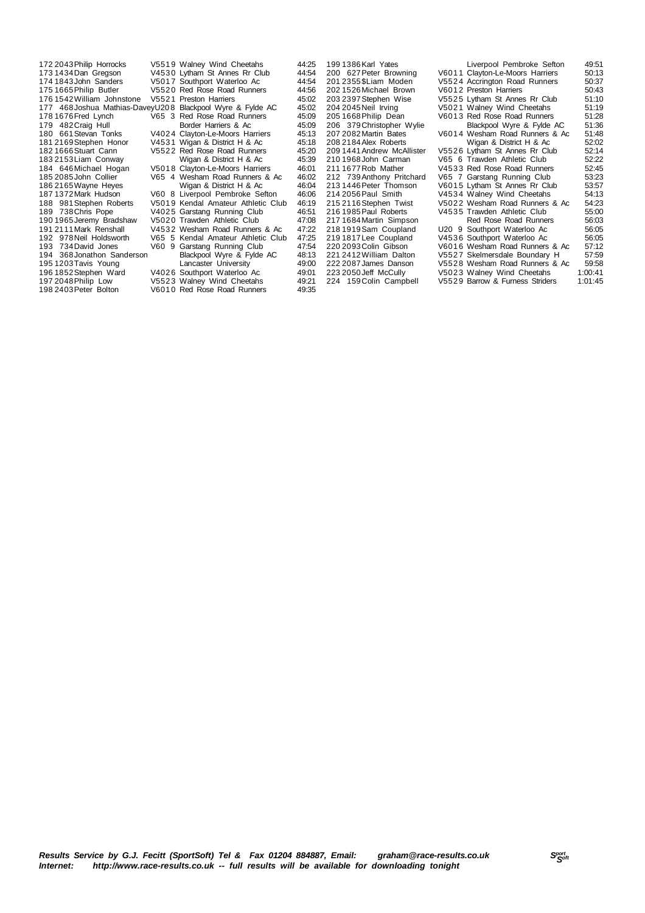| Pos | No | Name | Cat | Club | Time |
|---|---|---|---|---|---|
| 172 | 2043 | Philip Horrocks | V5519 | Walney Wind Cheetahs | 44:25 |
| 173 | 1434 | Dan Gregson | V4530 | Lytham St Annes Rr Club | 44:54 |
| 174 | 1843 | John Sanders | V5017 | Southport Waterloo Ac | 44:54 |
| 175 | 1665 | Philip Butler | V5520 | Red Rose Road Runners | 44:56 |
| 176 | 1542 | William Johnstone | V5521 | Preston Harriers | 45:02 |
| 177 | 468 | Joshua Mathias-Davey | U208 | Blackpool Wyre & Fylde AC | 45:02 |
| 178 | 1676 | Fred Lynch | V65 3 | Red Rose Road Runners | 45:09 |
| 179 | 482 | Craig Hull | | Border Harriers & Ac | 45:09 |
| 180 | 661 | Stevan Tonks | V4024 | Clayton-Le-Moors Harriers | 45:13 |
| 181 | 2169 | Stephen Honor | V4531 | Wigan & District H & Ac | 45:18 |
| 182 | 1666 | Stuart Cann | V5522 | Red Rose Road Runners | 45:20 |
| 183 | 2153 | Liam Conway | | Wigan & District H & Ac | 45:39 |
| 184 | 646 | Michael Hogan | V5018 | Clayton-Le-Moors Harriers | 46:01 |
| 185 | 2085 | John Collier | V65 4 | Wesham Road Runners & Ac | 46:02 |
| 186 | 2165 | Wayne Heyes | | Wigan & District H & Ac | 46:04 |
| 187 | 1372 | Mark Hudson | V60 8 | Liverpool Pembroke Sefton | 46:06 |
| 188 | 981 | Stephen Roberts | V5019 | Kendal Amateur Athletic Club | 46:19 |
| 189 | 738 | Chris Pope | V4025 | Garstang Running Club | 46:51 |
| 190 | 1965 | Jeremy Bradshaw | V5020 | Trawden Athletic Club | 47:08 |
| 191 | 2111 | Mark Renshall | V4532 | Wesham Road Runners & Ac | 47:22 |
| 192 | 978 | Neil Holdsworth | V65 5 | Kendal Amateur Athletic Club | 47:25 |
| 193 | 734 | David Jones | V60 9 | Garstang Running Club | 47:54 |
| 194 | 368 | Jonathon Sanderson | | Blackpool Wyre & Fylde AC | 48:13 |
| 195 | 1203 | Tavis Young | | Lancaster University | 49:00 |
| 196 | 1852 | Stephen Ward | V4026 | Southport Waterloo Ac | 49:01 |
| 197 | 2048 | Philip Low | V5523 | Walney Wind Cheetahs | 49:21 |
| 198 | 2403 | Peter Bolton | V6010 | Red Rose Road Runners | 49:35 |
| 199 | 1386 | Karl Yates | | Liverpool Pembroke Sefton | 49:51 |
| 200 | 627 | Peter Browning | V6011 | Clayton-Le-Moors Harriers | 50:13 |
| 201 | 2355 | $Liam Moden | V5524 | Accrington Road Runners | 50:37 |
| 202 | 1526 | Michael Brown | V6012 | Preston Harriers | 50:43 |
| 203 | 2397 | Stephen Wise | V5525 | Lytham St Annes Rr Club | 51:10 |
| 204 | 2045 | Neil Irving | V5021 | Walney Wind Cheetahs | 51:19 |
| 205 | 1668 | Philip Dean | V6013 | Red Rose Road Runners | 51:28 |
| 206 | 379 | Christopher Wylie | | Blackpool Wyre & Fylde AC | 51:36 |
| 207 | 2082 | Martin Bates | V6014 | Wesham Road Runners & Ac | 51:48 |
| 208 | 2184 | Alex Roberts | | Wigan & District H & Ac | 52:02 |
| 209 | 1441 | Andrew McAllister | V5526 | Lytham St Annes Rr Club | 52:14 |
| 210 | 1968 | John Carman | V65 6 | Trawden Athletic Club | 52:22 |
| 211 | 1677 | Rob Mather | V4533 | Red Rose Road Runners | 52:45 |
| 212 | 739 | Anthony Pritchard | V65 7 | Garstang Running Club | 53:23 |
| 213 | 1446 | Peter Thomson | V6015 | Lytham St Annes Rr Club | 53:57 |
| 214 | 2056 | Paul Smith | V4534 | Walney Wind Cheetahs | 54:13 |
| 215 | 2116 | Stephen Twist | V5022 | Wesham Road Runners & Ac | 54:23 |
| 216 | 1985 | Paul Roberts | V4535 | Trawden Athletic Club | 55:00 |
| 217 | 1684 | Martin Simpson | | Red Rose Road Runners | 56:03 |
| 218 | 1919 | Sam Coupland | U20 9 | Southport Waterloo Ac | 56:05 |
| 219 | 1817 | Lee Coupland | V4536 | Southport Waterloo Ac | 56:05 |
| 220 | 2093 | Colin Gibson | V6016 | Wesham Road Runners & Ac | 57:12 |
| 221 | 2412 | William Dalton | V5527 | Skelmersdale Boundary H | 57:59 |
| 222 | 2087 | James Danson | V5528 | Wesham Road Runners & Ac | 59:58 |
| 223 | 2050 | Jeff McCully | V5023 | Walney Wind Cheetahs | 1:00:41 |
| 224 | 159 | Colin Campbell | V5529 | Barrow & Furness Striders | 1:01:45 |

***Results Service by G.J. Fecitt (SportSoft) Tel & Fax 01204 884887, Email: graham@race-results.co.uk***
***Internet: http://www.race-results.co.uk -- full results will be available for downloading tonight***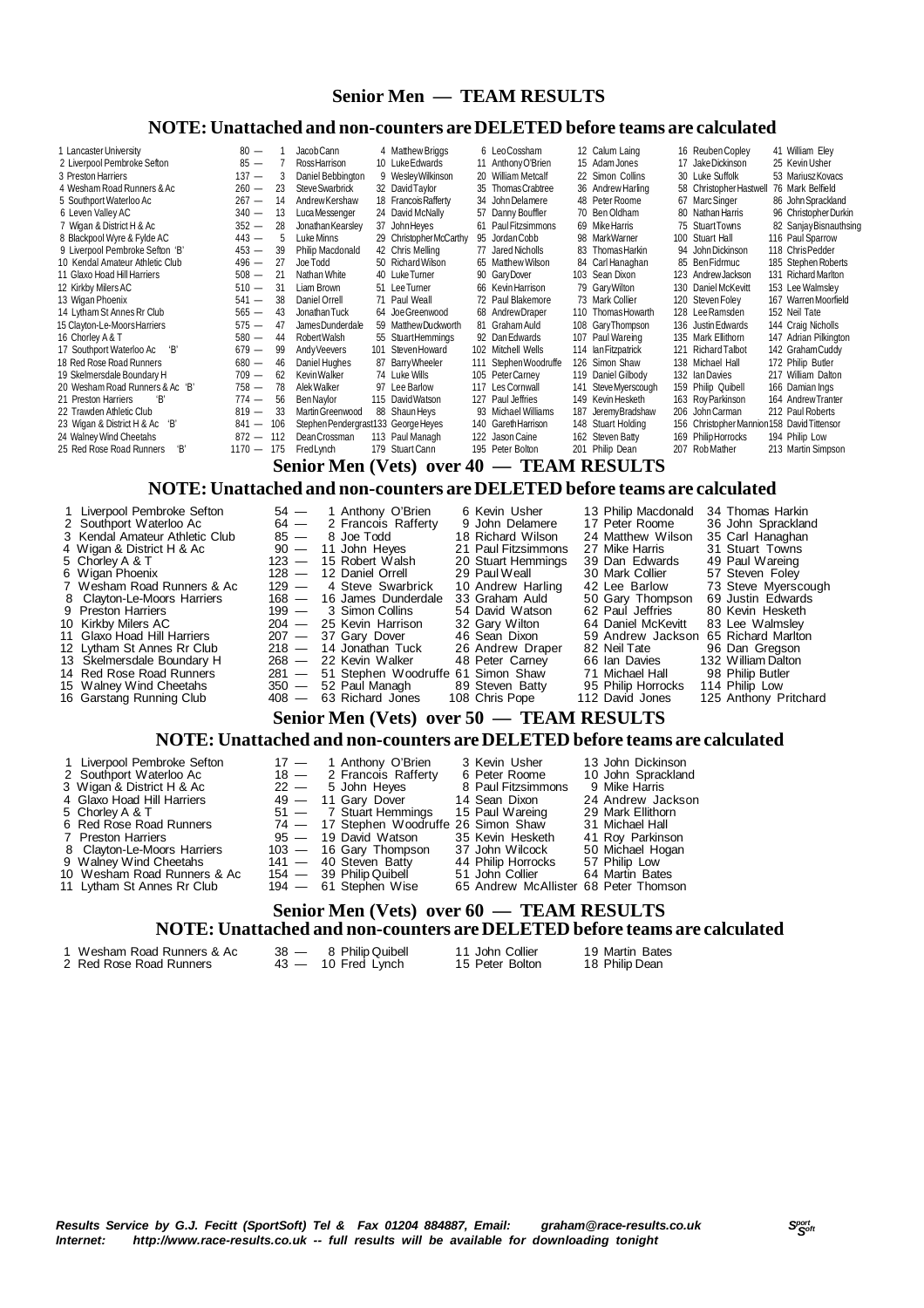## Senior Men — TEAM RESULTS

### NOTE: Unattached and non-counters are DELETED before teams are calculated

| | | | | | | | | |
|---|---|---|---|---|---|---|---|---|
| 1 Lancaster University | 80 — | 1 Jacob Cann | 4 Matthew Briggs | 6 Leo Cossham | 12 Calum Laing | 16 Reuben Copley | 41 William Eley |
| 2 Liverpool Pembroke Sefton | 85 — | 7 Ross Harrison | 10 Luke Edwards | 11 Anthony O'Brien | 15 Adam Jones | 17 Jake Dickinson | 25 Kevin Usher |
| 3 Preston Harriers | 137 — | 3 Daniel Bebbington | 9 Wesley Wilkinson | 20 William Metcalf | 22 Simon Collins | 30 Luke Suffolk | 53 Mariusz Kovacs |
| 4 Wesham Road Runners & Ac | 260 — | 23 Steve Swarbrick | 32 David Taylor | 35 Thomas Crabtree | 36 Andrew Harling | 58 Christopher Hastwell | 76 Mark Belfield |
| 5 Southport Waterloo Ac | 267 — | 14 Andrew Kershaw | 18 Francois Rafferty | 34 John Delamere | 48 Peter Roome | 67 Marc Singer | 86 John Sprackland |
| 6 Leven Valley AC | 340 — | 13 Luca Messenger | 24 David McNally | 57 Danny Bouffler | 70 Ben Oldham | 80 Nathan Harris | 96 Christopher Durkin |
| 7 Wigan & District H & Ac | 352 — | 28 Jonathan Kearsley | 37 John Heyes | 61 Paul Fitzsimmons | 69 Mike Harris | 75 Stuart Towns | 82 Sanjay Bisnauthsing |
| 8 Blackpool Wyre & Fylde AC | 443 — | 5 Luke Minns | 29 Christopher McCarthy | 95 Jordan Cobb | 98 Mark Warner | 100 Stuart Hall | 116 Paul Sparrow |
| 9 Liverpool Pembroke Sefton 'B' | 453 — | 39 Philip Macdonald | 42 Chris Melling | 77 Jared Nicholls | 83 Thomas Harkin | 94 John Dickinson | 118 Chris Pedder |
| 10 Kendal Amateur Athletic Club | 496 — | 27 Joe Todd | 50 Richard Wilson | 65 Matthew Wilson | 84 Carl Hanaghan | 85 Ben Fidrmuc | 185 Stephen Roberts |
| 11 Glaxo Hoad Hill Harriers | 508 — | 21 Nathan White | 40 Luke Turner | 90 Gary Dover | 103 Sean Dixon | 123 Andrew Jackson | 131 Richard Marlton |
| 12 Kirkby Milers AC | 510 — | 31 Liam Brown | 51 Lee Turner | 66 Kevin Harrison | 79 Gary Wilton | 130 Daniel McKevitt | 153 Lee Walmsley |
| 13 Wigan Phoenix | 541 — | 38 Daniel Orrell | 71 Paul Weall | 72 Paul Blakemore | 73 Mark Collier | 120 Steven Foley | 167 Warren Moorfield |
| 14 Lytham St Annes Rr Club | 565 — | 43 Jonathan Tuck | 64 Joe Greenwood | 68 Andrew Draper | 110 Thomas Howarth | 128 Lee Ramsden | 152 Neil Tate |
| 15 Clayton-Le-Moors Harriers | 575 — | 47 James Dunderdale | 59 Matthew Duckworth | 81 Graham Auld | 108 Gary Thompson | 136 Justin Edwards | 144 Craig Nicholls |
| 16 Chorley A & T | 580 — | 44 Robert Walsh | 55 Stuart Hemmings | 92 Dan Edwards | 107 Paul Wareing | 135 Mark Ellithorn | 147 Adrian Pilkington |
| 17 Southport Waterloo Ac 'B' | 679 — | 99 Andy Veevers | 101 Steven Howard | 102 Mitchell Wells | 114 Ian Fitzpatrick | 121 Richard Talbot | 142 Graham Cuddy |
| 18 Red Rose Road Runners | 680 — | 46 Daniel Hughes | 87 Barry Wheeler | 111 Stephen Woodruffe | 126 Simon Shaw | 138 Michael Hall | 172 Philip Butler |
| 19 Skelmersdale Boundary H | 709 — | 62 Kevin Walker | 74 Luke Wills | 105 Peter Carney | 119 Daniel Gilbody | 132 Ian Davies | 217 William Dalton |
| 20 Wesham Road Runners & Ac 'B' | 758 — | 78 Alek Walker | 97 Lee Barlow | 117 Les Cornwall | 141 Steve Myerscough | 159 Philip Quibell | 166 Damian Ings |
| 21 Preston Harriers 'B' | 774 — | 56 Ben Naylor | 115 David Watson | 127 Paul Jeffries | 149 Kevin Hesketh | 163 Roy Parkinson | 164 Andrew Tranter |
| 22 Trawden Athletic Club | 819 — | 33 Martin Greenwood | 88 Shaun Heys | 93 Michael Williams | 187 Jeremy Bradshaw | 206 John Carman | 212 Paul Roberts |
| 23 Wigan & District H & Ac 'B' | 841 — | 106 Stephen Pendergrast | 133 George Heyes | 140 Gareth Harrison | 148 Stuart Holding | 156 Christopher Mannion | 158 David Tittensor |
| 24 Walney Wind Cheetahs | 872 — | 112 Dean Crossman | 113 Paul Managh | 122 Jason Caine | 162 Steven Batty | 169 Philip Horrocks | 194 Philip Low |
| 25 Red Rose Road Runners 'B' | 1170 — | 175 Fred Lynch | 179 Stuart Cann | 195 Peter Bolton | 201 Philip Dean | 207 Rob Mather | 213 Martin Simpson |

## Senior Men (Vets) over 40 — TEAM RESULTS

### NOTE: Unattached and non-counters are DELETED before teams are calculated

| | | | | | |
|---|---|---|---|---|---|
| 1 Liverpool Pembroke Sefton | 54 — | 1 Anthony O'Brien | 6 Kevin Usher | 13 Philip Macdonald | 34 Thomas Harkin |
| 2 Southport Waterloo Ac | 64 — | 2 Francois Rafferty | 9 John Delamere | 17 Peter Roome | 36 John Sprackland |
| 3 Kendal Amateur Athletic Club | 85 — | 8 Joe Todd | 18 Richard Wilson | 24 Matthew Wilson | 35 Carl Hanaghan |
| 4 Wigan & District H & Ac | 90 — | 11 John Heyes | 21 Paul Fitzsimmons | 27 Mike Harris | 31 Stuart Towns |
| 5 Chorley A & T | 123 — | 15 Robert Walsh | 20 Stuart Hemmings | 39 Dan Edwards | 49 Paul Wareing |
| 6 Wigan Phoenix | 128 — | 12 Daniel Orrell | 29 Paul Weall | 30 Mark Collier | 57 Steven Foley |
| 7 Wesham Road Runners & Ac | 129 — | 4 Steve Swarbrick | 10 Andrew Harling | 42 Lee Barlow | 73 Steve Myerscough |
| 8 Clayton-Le-Moors Harriers | 168 — | 16 James Dunderdale | 33 Graham Auld | 50 Gary Thompson | 69 Justin Edwards |
| 9 Preston Harriers | 199 — | 3 Simon Collins | 54 David Watson | 62 Paul Jeffries | 80 Kevin Hesketh |
| 10 Kirkby Milers AC | 204 — | 25 Kevin Harrison | 32 Gary Wilton | 64 Daniel McKevitt | 83 Lee Walmsley |
| 11 Glaxo Hoad Hill Harriers | 207 — | 37 Gary Dover | 46 Sean Dixon | 59 Andrew Jackson | 65 Richard Marlton |
| 12 Lytham St Annes Rr Club | 218 — | 14 Jonathan Tuck | 26 Andrew Draper | 82 Neil Tate | 96 Dan Gregson |
| 13 Skelmersdale Boundary H | 268 — | 22 Kevin Walker | 48 Peter Carney | 66 Ian Davies | 132 William Dalton |
| 14 Red Rose Road Runners | 281 — | 51 Stephen Woodruffe | 61 Simon Shaw | 71 Michael Hall | 98 Philip Butler |
| 15 Walney Wind Cheetahs | 350 — | 52 Paul Managh | 89 Steven Batty | 95 Philip Horrocks | 114 Philip Low |
| 16 Garstang Running Club | 408 — | 63 Richard Jones | 108 Chris Pope | 112 David Jones | 125 Anthony Pritchard |

## Senior Men (Vets) over 50 — TEAM RESULTS

### NOTE: Unattached and non-counters are DELETED before teams are calculated

| | | | | |
|---|---|---|---|---|
| 1 Liverpool Pembroke Sefton | 17 — | 1 Anthony O'Brien | 3 Kevin Usher | 13 John Dickinson |
| 2 Southport Waterloo Ac | 18 — | 2 Francois Rafferty | 6 Peter Roome | 10 John Sprackland |
| 3 Wigan & District H & Ac | 22 — | 5 John Heyes | 8 Paul Fitzsimmons | 9 Mike Harris |
| 4 Glaxo Hoad Hill Harriers | 49 — | 11 Gary Dover | 14 Sean Dixon | 24 Andrew Jackson |
| 5 Chorley A & T | 51 — | 7 Stuart Hemmings | 15 Paul Wareing | 29 Mark Ellithorn |
| 6 Red Rose Road Runners | 74 — | 17 Stephen Woodruffe | 26 Simon Shaw | 31 Michael Hall |
| 7 Preston Harriers | 95 — | 19 David Watson | 35 Kevin Hesketh | 41 Roy Parkinson |
| 8 Clayton-Le-Moors Harriers | 103 — | 16 Gary Thompson | 37 John Wilcock | 50 Michael Hogan |
| 9 Walney Wind Cheetahs | 141 — | 40 Steven Batty | 44 Philip Horrocks | 57 Philip Low |
| 10 Wesham Road Runners & Ac | 154 — | 39 Philip Quibell | 51 John Collier | 64 Martin Bates |
| 11 Lytham St Annes Rr Club | 194 — | 61 Stephen Wise | 65 Andrew McAllister | 68 Peter Thomson |

## Senior Men (Vets) over 60 — TEAM RESULTS

### NOTE: Unattached and non-counters are DELETED before teams are calculated

| | | | | |
|---|---|---|---|---|
| 1 Wesham Road Runners & Ac | 38 — | 8 Philip Quibell | 11 John Collier | 19 Martin Bates |
| 2 Red Rose Road Runners | 43 — | 10 Fred Lynch | 15 Peter Bolton | 18 Philip Dean |

*Results Service by G.J. Fecitt (SportSoft) Tel & Fax 01204 884887, Email: graham@race-results.co.uk*
*Internet: http://www.race-results.co.uk -- full results will be available for downloading tonight*